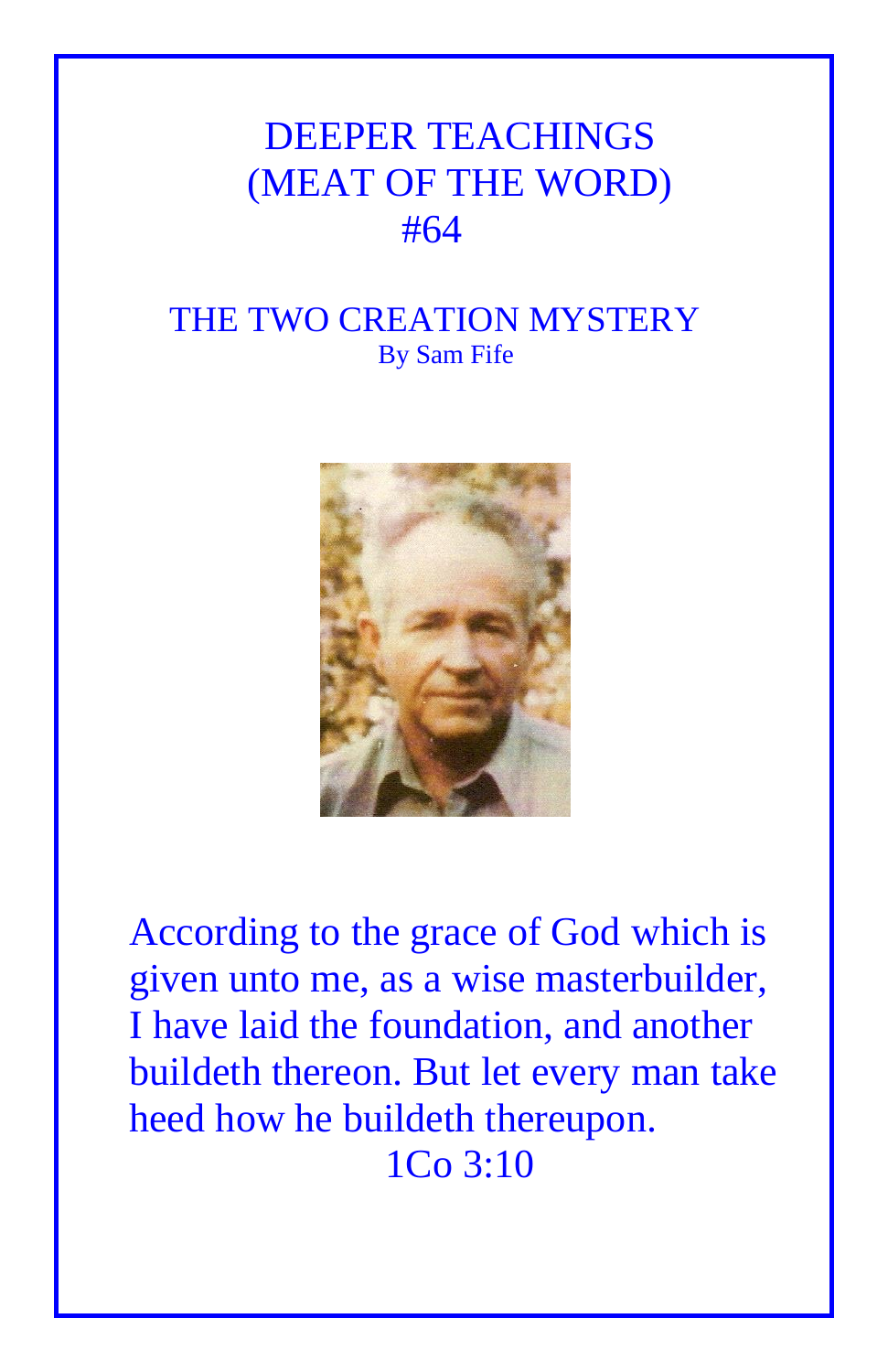# DEEPER TEACHINGS
# (MEAT OF THE WORD)
# #64

## THE TWO CREATION MYSTERY

By Sam Fife

According to the grace of God which is given unto me, as a wise masterbuilder, I have laid the foundation, and another buildeth thereon. But let every man take heed how he buildeth thereupon.

1Co 3:10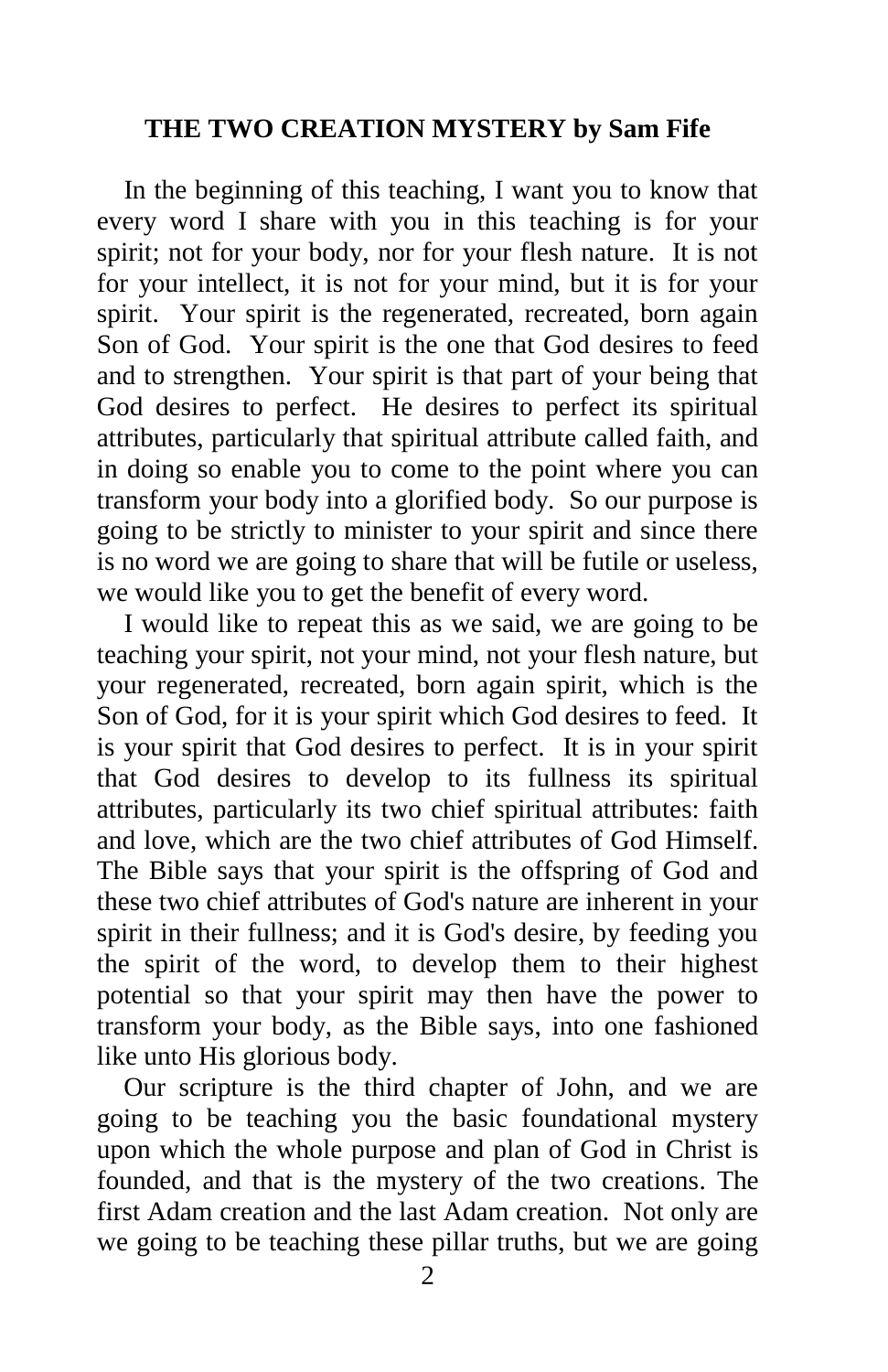**THE TWO CREATION MYSTERY by Sam Fife**

In the beginning of this teaching, I want you to know that every word I share with you in this teaching is for your spirit; not for your body, nor for your flesh nature. It is not for your intellect, it is not for your mind, but it is for your spirit. Your spirit is the regenerated, recreated, born again Son of God. Your spirit is the one that God desires to feed and to strengthen. Your spirit is that part of your being that God desires to perfect. He desires to perfect its spiritual attributes, particularly that spiritual attribute called faith, and in doing so enable you to come to the point where you can transform your body into a glorified body. So our purpose is going to be strictly to minister to your spirit and since there is no word we are going to share that will be futile or useless, we would like you to get the benefit of every word.

I would like to repeat this as we said, we are going to be teaching your spirit, not your mind, not your flesh nature, but your regenerated, recreated, born again spirit, which is the Son of God, for it is your spirit which God desires to feed. It is your spirit that God desires to perfect. It is in your spirit that God desires to develop to its fullness its spiritual attributes, particularly its two chief spiritual attributes: faith and love, which are the two chief attributes of God Himself. The Bible says that your spirit is the offspring of God and these two chief attributes of God's nature are inherent in your spirit in their fullness; and it is God's desire, by feeding you the spirit of the word, to develop them to their highest potential so that your spirit may then have the power to transform your body, as the Bible says, into one fashioned like unto His glorious body.

Our scripture is the third chapter of John, and we are going to be teaching you the basic foundational mystery upon which the whole purpose and plan of God in Christ is founded, and that is the mystery of the two creations. The first Adam creation and the last Adam creation. Not only are we going to be teaching these pillar truths, but we are going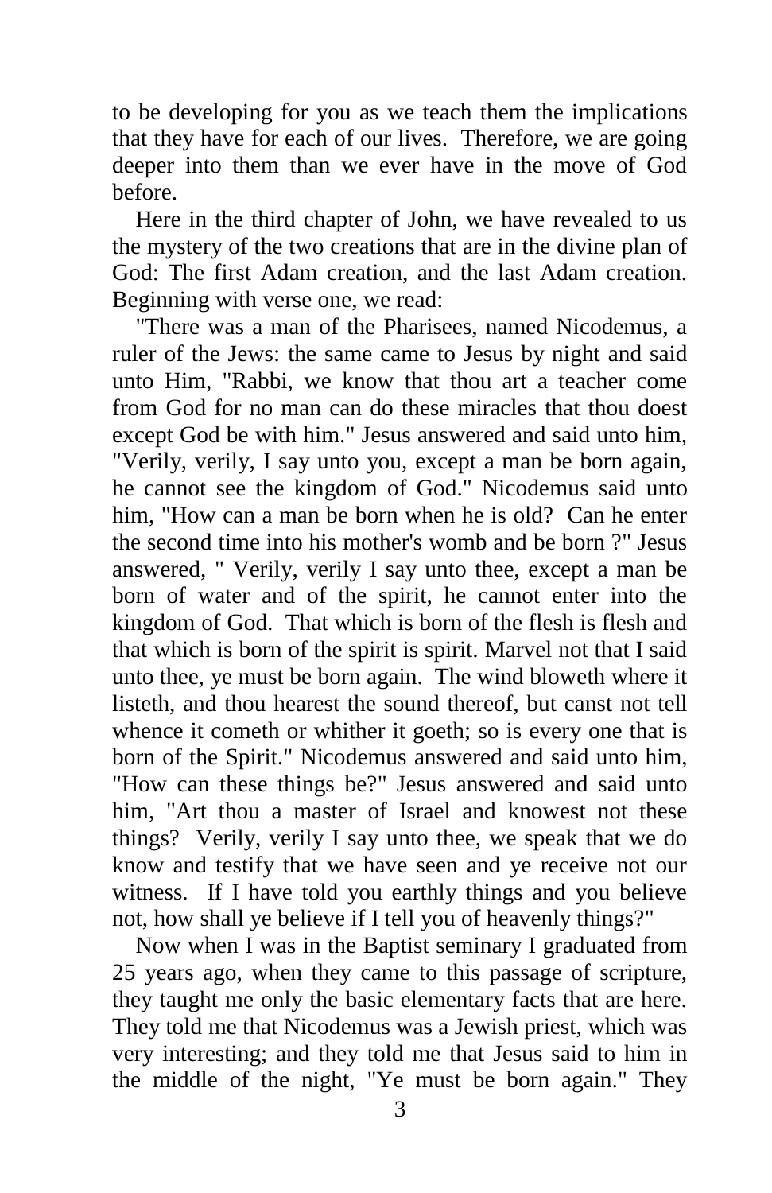to be developing for you as we teach them the implications that they have for each of our lives. Therefore, we are going deeper into them than we ever have in the move of God before.

Here in the third chapter of John, we have revealed to us the mystery of the two creations that are in the divine plan of God: The first Adam creation, and the last Adam creation. Beginning with verse one, we read:

"There was a man of the Pharisees, named Nicodemus, a ruler of the Jews: the same came to Jesus by night and said unto Him, "Rabbi, we know that thou art a teacher come from God for no man can do these miracles that thou doest except God be with him." Jesus answered and said unto him, "Verily, verily, I say unto you, except a man be born again, he cannot see the kingdom of God." Nicodemus said unto him, "How can a man be born when he is old? Can he enter the second time into his mother's womb and be born ?" Jesus answered, " Verily, verily I say unto thee, except a man be born of water and of the spirit, he cannot enter into the kingdom of God. That which is born of the flesh is flesh and that which is born of the spirit is spirit. Marvel not that I said unto thee, ye must be born again. The wind bloweth where it listeth, and thou hearest the sound thereof, but canst not tell whence it cometh or whither it goeth; so is every one that is born of the Spirit." Nicodemus answered and said unto him, "How can these things be?" Jesus answered and said unto him, "Art thou a master of Israel and knowest not these things? Verily, verily I say unto thee, we speak that we do know and testify that we have seen and ye receive not our witness. If I have told you earthly things and you believe not, how shall ye believe if I tell you of heavenly things?"

Now when I was in the Baptist seminary I graduated from 25 years ago, when they came to this passage of scripture, they taught me only the basic elementary facts that are here. They told me that Nicodemus was a Jewish priest, which was very interesting; and they told me that Jesus said to him in the middle of the night, "Ye must be born again." They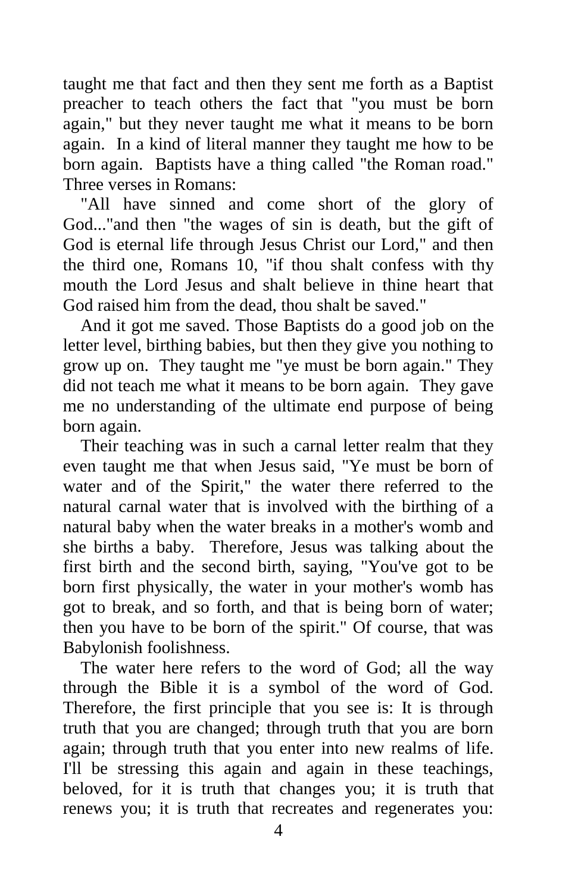taught me that fact and then they sent me forth as a Baptist preacher to teach others the fact that "you must be born again," but they never taught me what it means to be born again. In a kind of literal manner they taught me how to be born again. Baptists have a thing called "the Roman road." Three verses in Romans:

"All have sinned and come short of the glory of God..."and then "the wages of sin is death, but the gift of God is eternal life through Jesus Christ our Lord," and then the third one, Romans 10, "if thou shalt confess with thy mouth the Lord Jesus and shalt believe in thine heart that God raised him from the dead, thou shalt be saved."

And it got me saved. Those Baptists do a good job on the letter level, birthing babies, but then they give you nothing to grow up on. They taught me "ye must be born again." They did not teach me what it means to be born again. They gave me no understanding of the ultimate end purpose of being born again.

Their teaching was in such a carnal letter realm that they even taught me that when Jesus said, "Ye must be born of water and of the Spirit," the water there referred to the natural carnal water that is involved with the birthing of a natural baby when the water breaks in a mother's womb and she births a baby. Therefore, Jesus was talking about the first birth and the second birth, saying, "You've got to be born first physically, the water in your mother's womb has got to break, and so forth, and that is being born of water; then you have to be born of the spirit." Of course, that was Babylonish foolishness.

The water here refers to the word of God; all the way through the Bible it is a symbol of the word of God. Therefore, the first principle that you see is: It is through truth that you are changed; through truth that you are born again; through truth that you enter into new realms of life. I'll be stressing this again and again in these teachings, beloved, for it is truth that changes you; it is truth that renews you; it is truth that recreates and regenerates you: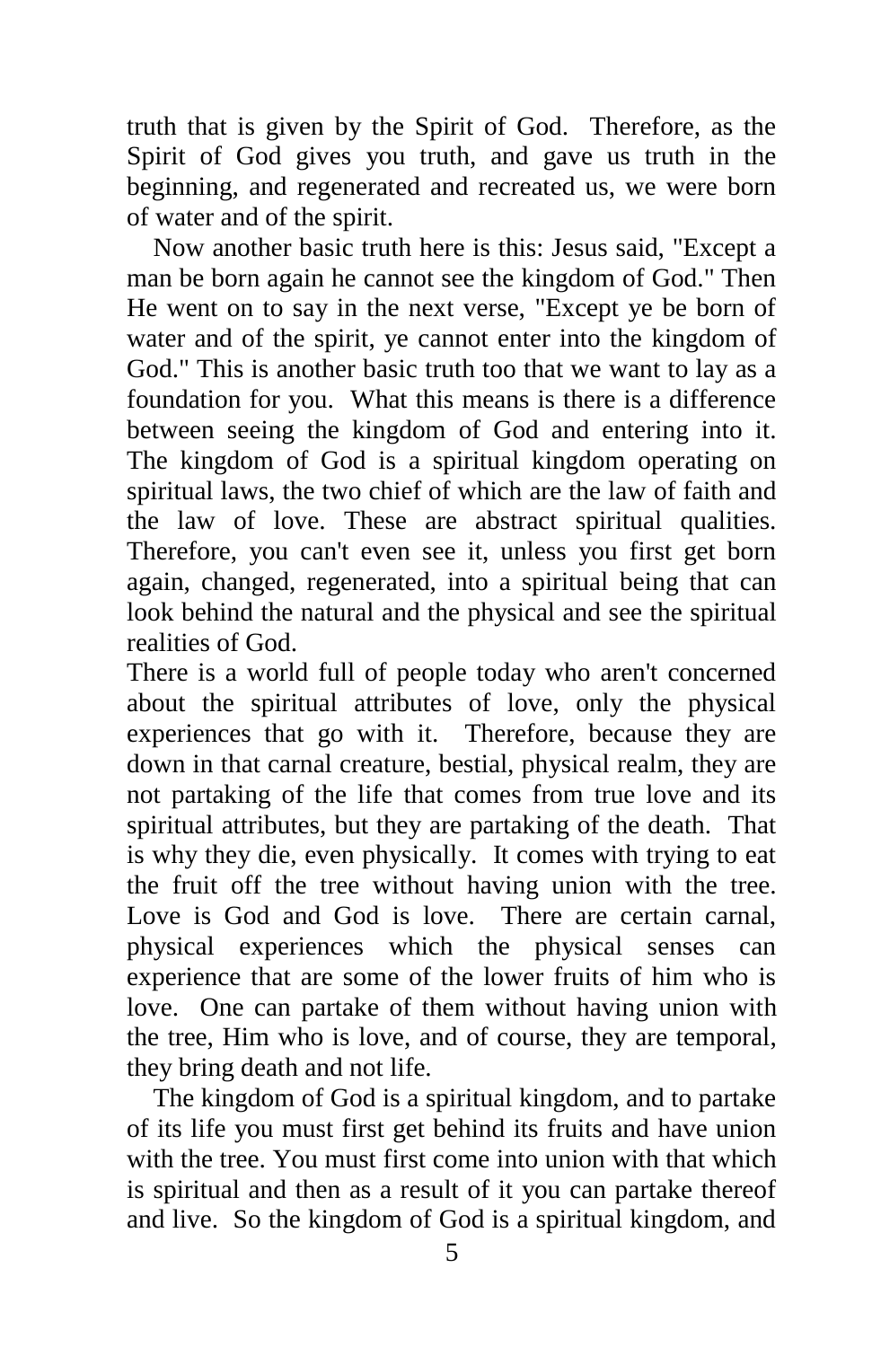truth that is given by the Spirit of God. Therefore, as the Spirit of God gives you truth, and gave us truth in the beginning, and regenerated and recreated us, we were born of water and of the spirit.

Now another basic truth here is this: Jesus said, "Except a man be born again he cannot see the kingdom of God." Then He went on to say in the next verse, "Except ye be born of water and of the spirit, ye cannot enter into the kingdom of God." This is another basic truth too that we want to lay as a foundation for you. What this means is there is a difference between seeing the kingdom of God and entering into it. The kingdom of God is a spiritual kingdom operating on spiritual laws, the two chief of which are the law of faith and the law of love. These are abstract spiritual qualities. Therefore, you can't even see it, unless you first get born again, changed, regenerated, into a spiritual being that can look behind the natural and the physical and see the spiritual realities of God.

There is a world full of people today who aren't concerned about the spiritual attributes of love, only the physical experiences that go with it. Therefore, because they are down in that carnal creature, bestial, physical realm, they are not partaking of the life that comes from true love and its spiritual attributes, but they are partaking of the death. That is why they die, even physically. It comes with trying to eat the fruit off the tree without having union with the tree. Love is God and God is love. There are certain carnal, physical experiences which the physical senses can experience that are some of the lower fruits of him who is love. One can partake of them without having union with the tree, Him who is love, and of course, they are temporal, they bring death and not life.

The kingdom of God is a spiritual kingdom, and to partake of its life you must first get behind its fruits and have union with the tree. You must first come into union with that which is spiritual and then as a result of it you can partake thereof and live. So the kingdom of God is a spiritual kingdom, and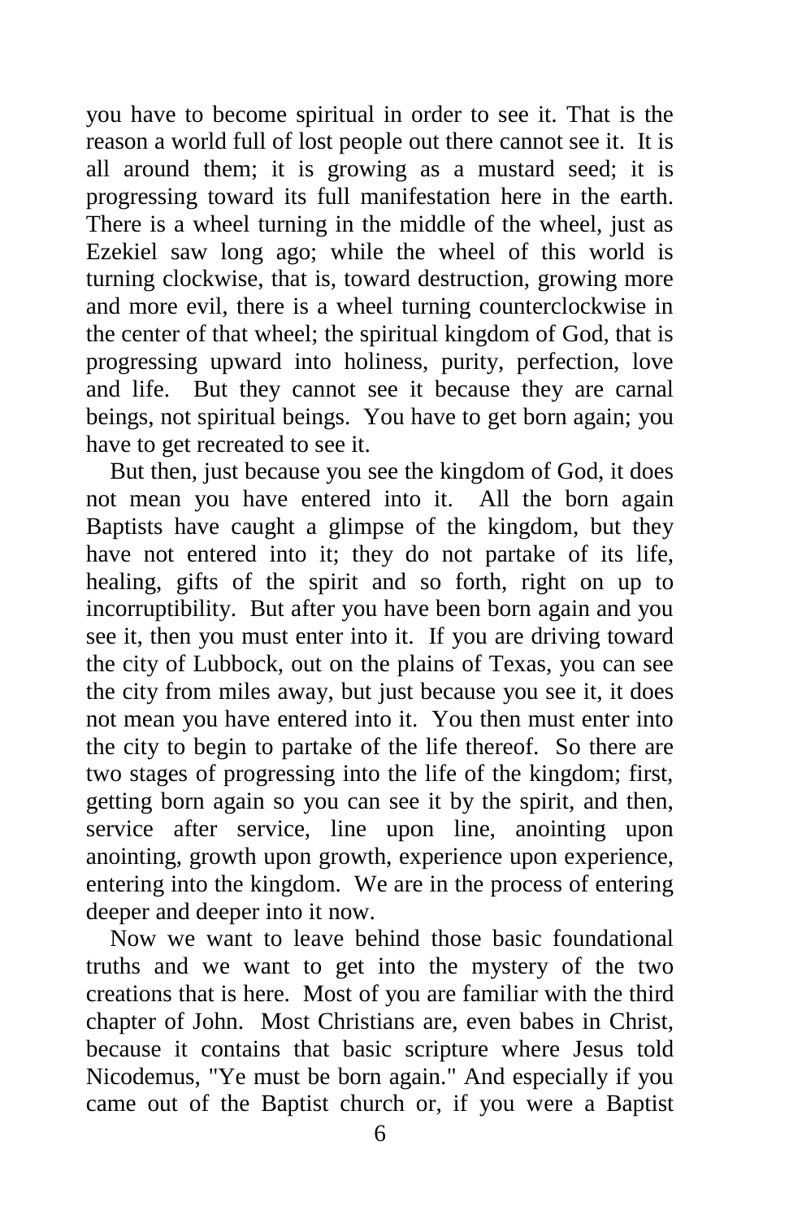you have to become spiritual in order to see it. That is the reason a world full of lost people out there cannot see it. It is all around them; it is growing as a mustard seed; it is progressing toward its full manifestation here in the earth. There is a wheel turning in the middle of the wheel, just as Ezekiel saw long ago; while the wheel of this world is turning clockwise, that is, toward destruction, growing more and more evil, there is a wheel turning counterclockwise in the center of that wheel; the spiritual kingdom of God, that is progressing upward into holiness, purity, perfection, love and life. But they cannot see it because they are carnal beings, not spiritual beings. You have to get born again; you have to get recreated to see it.

But then, just because you see the kingdom of God, it does not mean you have entered into it. All the born again Baptists have caught a glimpse of the kingdom, but they have not entered into it; they do not partake of its life, healing, gifts of the spirit and so forth, right on up to incorruptibility. But after you have been born again and you see it, then you must enter into it. If you are driving toward the city of Lubbock, out on the plains of Texas, you can see the city from miles away, but just because you see it, it does not mean you have entered into it. You then must enter into the city to begin to partake of the life thereof. So there are two stages of progressing into the life of the kingdom; first, getting born again so you can see it by the spirit, and then, service after service, line upon line, anointing upon anointing, growth upon growth, experience upon experience, entering into the kingdom. We are in the process of entering deeper and deeper into it now.

Now we want to leave behind those basic foundational truths and we want to get into the mystery of the two creations that is here. Most of you are familiar with the third chapter of John. Most Christians are, even babes in Christ, because it contains that basic scripture where Jesus told Nicodemus, "Ye must be born again." And especially if you came out of the Baptist church or, if you were a Baptist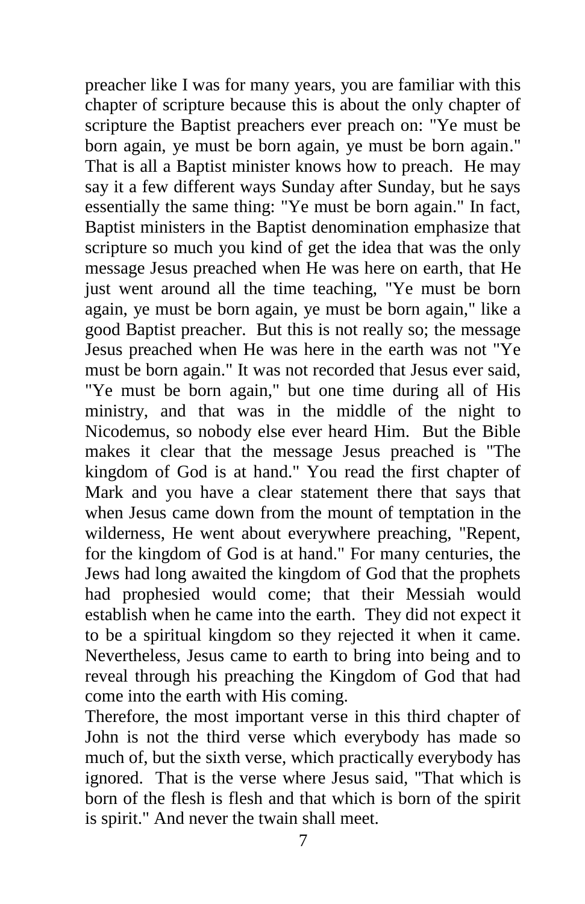preacher like I was for many years, you are familiar with this chapter of scripture because this is about the only chapter of scripture the Baptist preachers ever preach on: "Ye must be born again, ye must be born again, ye must be born again." That is all a Baptist minister knows how to preach. He may say it a few different ways Sunday after Sunday, but he says essentially the same thing: "Ye must be born again." In fact, Baptist ministers in the Baptist denomination emphasize that scripture so much you kind of get the idea that was the only message Jesus preached when He was here on earth, that He just went around all the time teaching, "Ye must be born again, ye must be born again, ye must be born again," like a good Baptist preacher. But this is not really so; the message Jesus preached when He was here in the earth was not "Ye must be born again." It was not recorded that Jesus ever said, "Ye must be born again," but one time during all of His ministry, and that was in the middle of the night to Nicodemus, so nobody else ever heard Him. But the Bible makes it clear that the message Jesus preached is "The kingdom of God is at hand." You read the first chapter of Mark and you have a clear statement there that says that when Jesus came down from the mount of temptation in the wilderness, He went about everywhere preaching, "Repent, for the kingdom of God is at hand." For many centuries, the Jews had long awaited the kingdom of God that the prophets had prophesied would come; that their Messiah would establish when he came into the earth. They did not expect it to be a spiritual kingdom so they rejected it when it came. Nevertheless, Jesus came to earth to bring into being and to reveal through his preaching the Kingdom of God that had come into the earth with His coming.

Therefore, the most important verse in this third chapter of John is not the third verse which everybody has made so much of, but the sixth verse, which practically everybody has ignored. That is the verse where Jesus said, "That which is born of the flesh is flesh and that which is born of the spirit is spirit." And never the twain shall meet.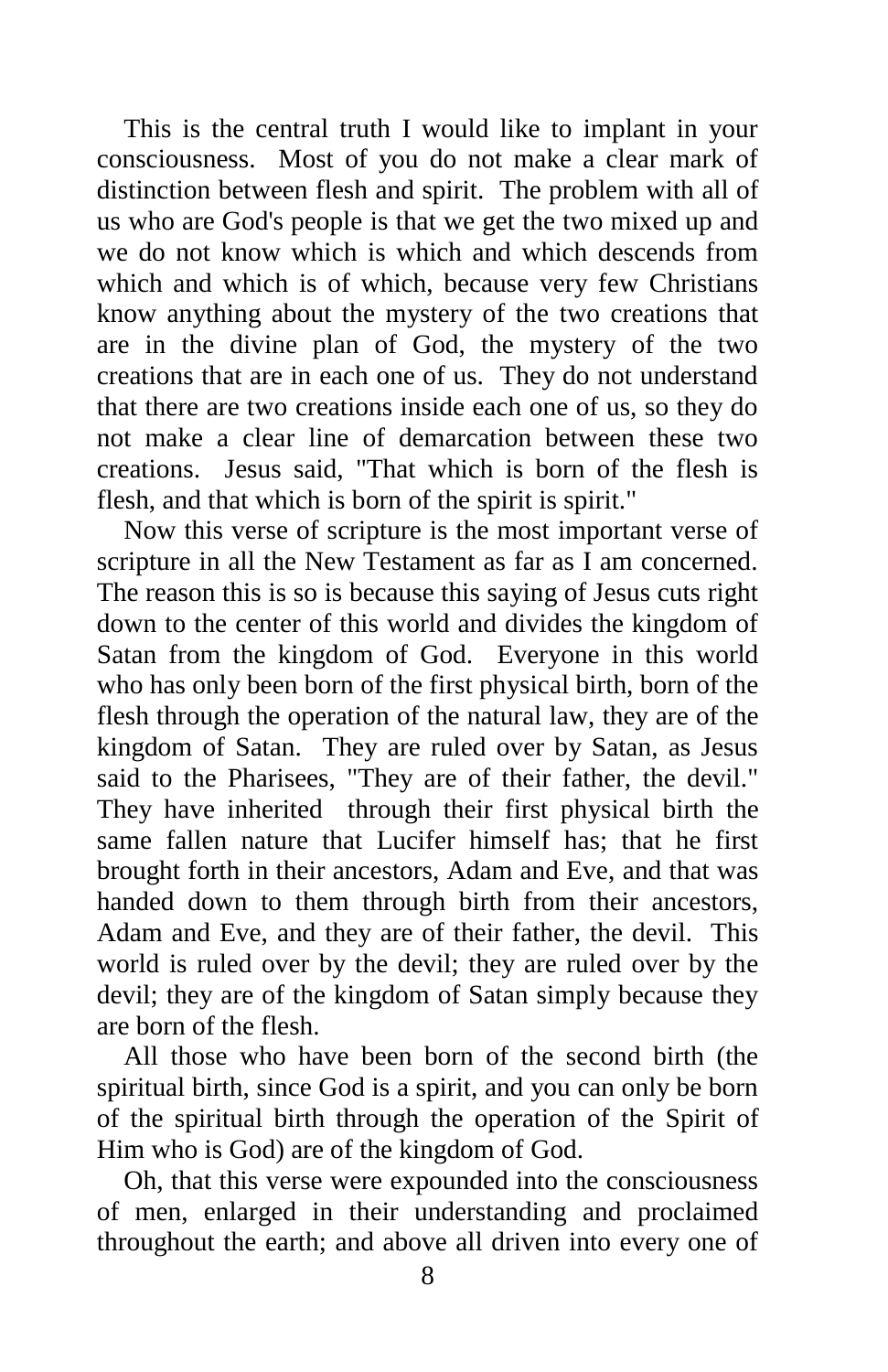This is the central truth I would like to implant in your consciousness. Most of you do not make a clear mark of distinction between flesh and spirit. The problem with all of us who are God's people is that we get the two mixed up and we do not know which is which and which descends from which and which is of which, because very few Christians know anything about the mystery of the two creations that are in the divine plan of God, the mystery of the two creations that are in each one of us. They do not understand that there are two creations inside each one of us, so they do not make a clear line of demarcation between these two creations. Jesus said, "That which is born of the flesh is flesh, and that which is born of the spirit is spirit."

Now this verse of scripture is the most important verse of scripture in all the New Testament as far as I am concerned. The reason this is so is because this saying of Jesus cuts right down to the center of this world and divides the kingdom of Satan from the kingdom of God. Everyone in this world who has only been born of the first physical birth, born of the flesh through the operation of the natural law, they are of the kingdom of Satan. They are ruled over by Satan, as Jesus said to the Pharisees, "They are of their father, the devil." They have inherited through their first physical birth the same fallen nature that Lucifer himself has; that he first brought forth in their ancestors, Adam and Eve, and that was handed down to them through birth from their ancestors, Adam and Eve, and they are of their father, the devil. This world is ruled over by the devil; they are ruled over by the devil; they are of the kingdom of Satan simply because they are born of the flesh.

All those who have been born of the second birth (the spiritual birth, since God is a spirit, and you can only be born of the spiritual birth through the operation of the Spirit of Him who is God) are of the kingdom of God.

Oh, that this verse were expounded into the consciousness of men, enlarged in their understanding and proclaimed throughout the earth; and above all driven into every one of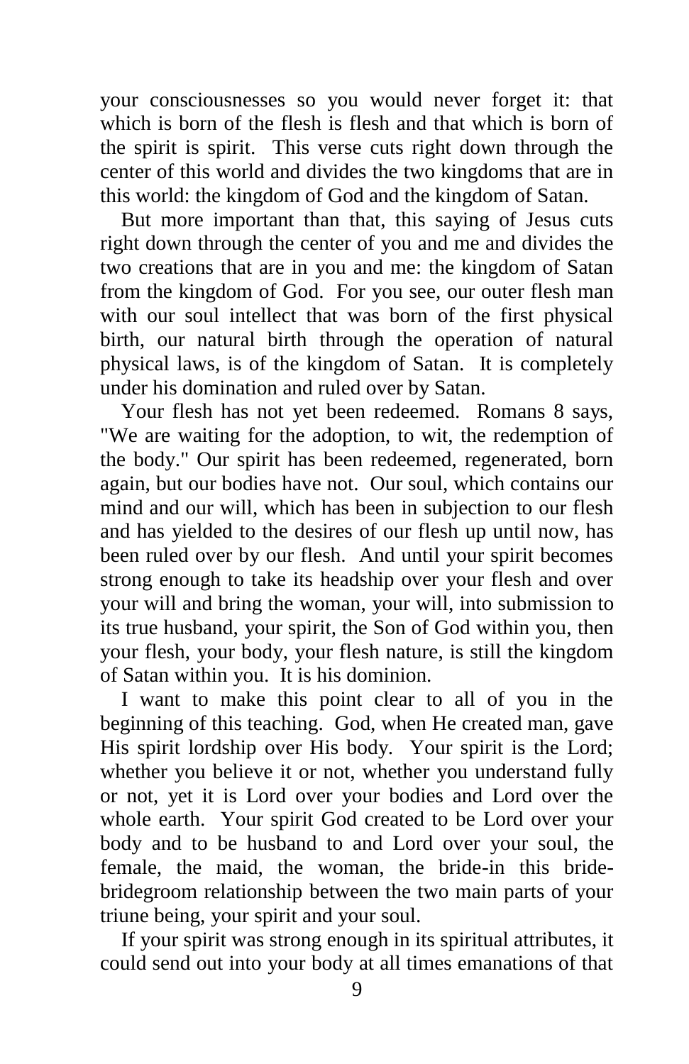your consciousnesses so you would never forget it: that which is born of the flesh is flesh and that which is born of the spirit is spirit. This verse cuts right down through the center of this world and divides the two kingdoms that are in this world: the kingdom of God and the kingdom of Satan.

But more important than that, this saying of Jesus cuts right down through the center of you and me and divides the two creations that are in you and me: the kingdom of Satan from the kingdom of God. For you see, our outer flesh man with our soul intellect that was born of the first physical birth, our natural birth through the operation of natural physical laws, is of the kingdom of Satan. It is completely under his domination and ruled over by Satan.

Your flesh has not yet been redeemed. Romans 8 says, "We are waiting for the adoption, to wit, the redemption of the body." Our spirit has been redeemed, regenerated, born again, but our bodies have not. Our soul, which contains our mind and our will, which has been in subjection to our flesh and has yielded to the desires of our flesh up until now, has been ruled over by our flesh. And until your spirit becomes strong enough to take its headship over your flesh and over your will and bring the woman, your will, into submission to its true husband, your spirit, the Son of God within you, then your flesh, your body, your flesh nature, is still the kingdom of Satan within you. It is his dominion.

I want to make this point clear to all of you in the beginning of this teaching. God, when He created man, gave His spirit lordship over His body. Your spirit is the Lord; whether you believe it or not, whether you understand fully or not, yet it is Lord over your bodies and Lord over the whole earth. Your spirit God created to be Lord over your body and to be husband to and Lord over your soul, the female, the maid, the woman, the bride-in this bride-bridegroom relationship between the two main parts of your triune being, your spirit and your soul.

If your spirit was strong enough in its spiritual attributes, it could send out into your body at all times emanations of that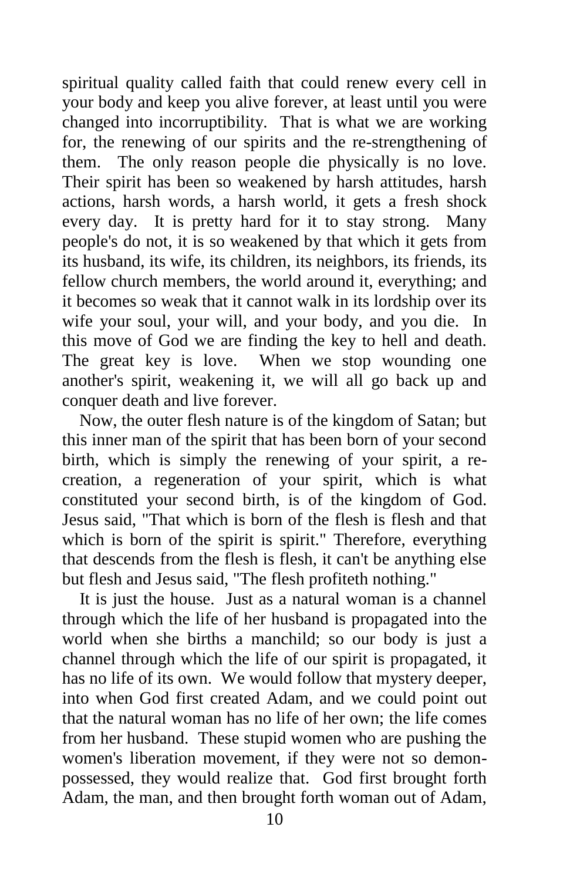spiritual quality called faith that could renew every cell in your body and keep you alive forever, at least until you were changed into incorruptibility. That is what we are working for, the renewing of our spirits and the re-strengthening of them. The only reason people die physically is no love. Their spirit has been so weakened by harsh attitudes, harsh actions, harsh words, a harsh world, it gets a fresh shock every day. It is pretty hard for it to stay strong. Many people's do not, it is so weakened by that which it gets from its husband, its wife, its children, its neighbors, its friends, its fellow church members, the world around it, everything; and it becomes so weak that it cannot walk in its lordship over its wife your soul, your will, and your body, and you die. In this move of God we are finding the key to hell and death. The great key is love. When we stop wounding one another's spirit, weakening it, we will all go back up and conquer death and live forever.

Now, the outer flesh nature is of the kingdom of Satan; but this inner man of the spirit that has been born of your second birth, which is simply the renewing of your spirit, a re-creation, a regeneration of your spirit, which is what constituted your second birth, is of the kingdom of God. Jesus said, "That which is born of the flesh is flesh and that which is born of the spirit is spirit." Therefore, everything that descends from the flesh is flesh, it can't be anything else but flesh and Jesus said, "The flesh profiteth nothing."

It is just the house. Just as a natural woman is a channel through which the life of her husband is propagated into the world when she births a manchild; so our body is just a channel through which the life of our spirit is propagated, it has no life of its own. We would follow that mystery deeper, into when God first created Adam, and we could point out that the natural woman has no life of her own; the life comes from her husband. These stupid women who are pushing the women's liberation movement, if they were not so demon-possessed, they would realize that. God first brought forth Adam, the man, and then brought forth woman out of Adam,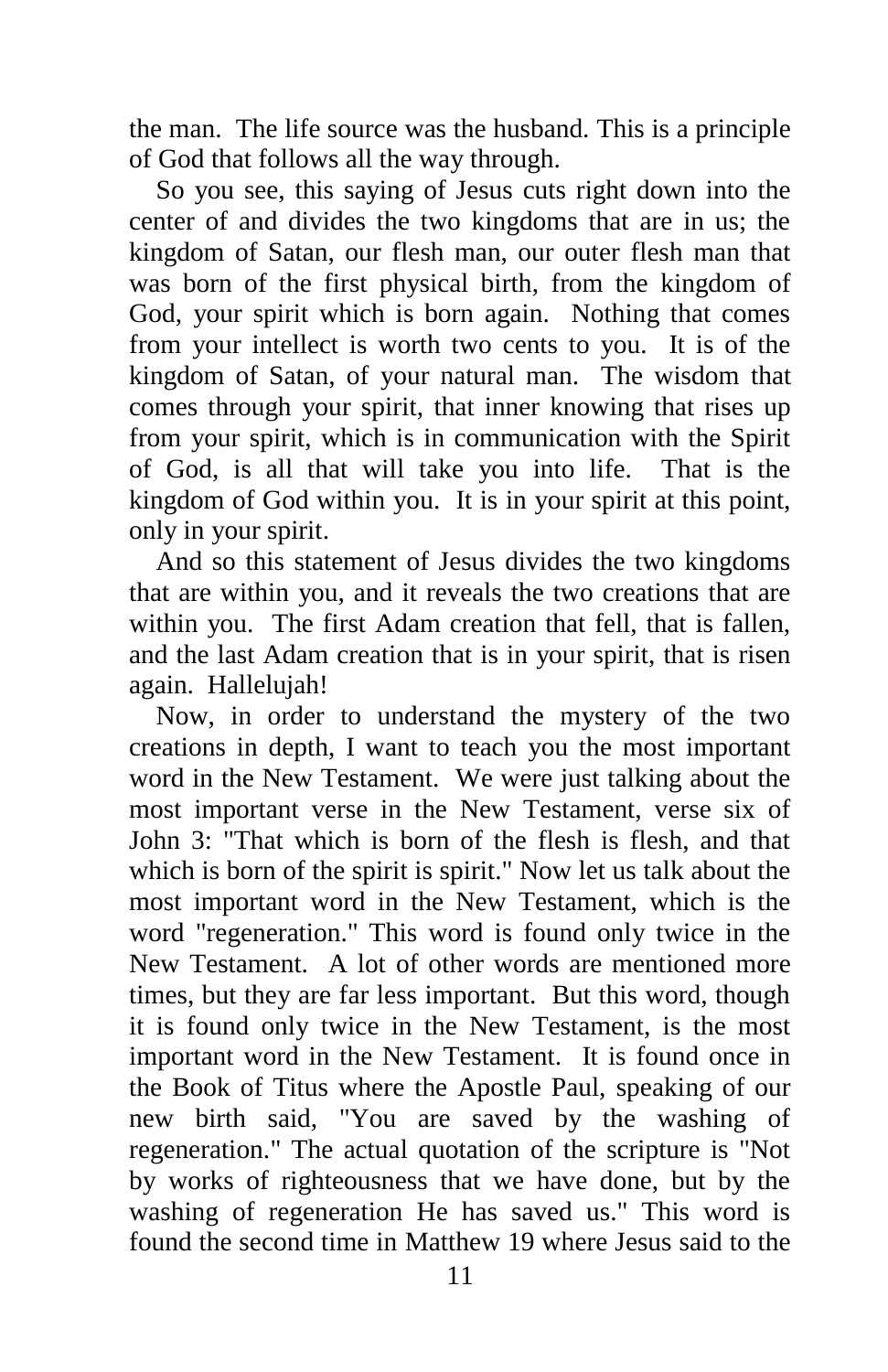the man. The life source was the husband. This is a principle of God that follows all the way through.

So you see, this saying of Jesus cuts right down into the center of and divides the two kingdoms that are in us; the kingdom of Satan, our flesh man, our outer flesh man that was born of the first physical birth, from the kingdom of God, your spirit which is born again. Nothing that comes from your intellect is worth two cents to you. It is of the kingdom of Satan, of your natural man. The wisdom that comes through your spirit, that inner knowing that rises up from your spirit, which is in communication with the Spirit of God, is all that will take you into life. That is the kingdom of God within you. It is in your spirit at this point, only in your spirit.

And so this statement of Jesus divides the two kingdoms that are within you, and it reveals the two creations that are within you. The first Adam creation that fell, that is fallen, and the last Adam creation that is in your spirit, that is risen again. Hallelujah!

Now, in order to understand the mystery of the two creations in depth, I want to teach you the most important word in the New Testament. We were just talking about the most important verse in the New Testament, verse six of John 3: "That which is born of the flesh is flesh, and that which is born of the spirit is spirit." Now let us talk about the most important word in the New Testament, which is the word "regeneration." This word is found only twice in the New Testament. A lot of other words are mentioned more times, but they are far less important. But this word, though it is found only twice in the New Testament, is the most important word in the New Testament. It is found once in the Book of Titus where the Apostle Paul, speaking of our new birth said, "You are saved by the washing of regeneration." The actual quotation of the scripture is "Not by works of righteousness that we have done, but by the washing of regeneration He has saved us." This word is found the second time in Matthew 19 where Jesus said to the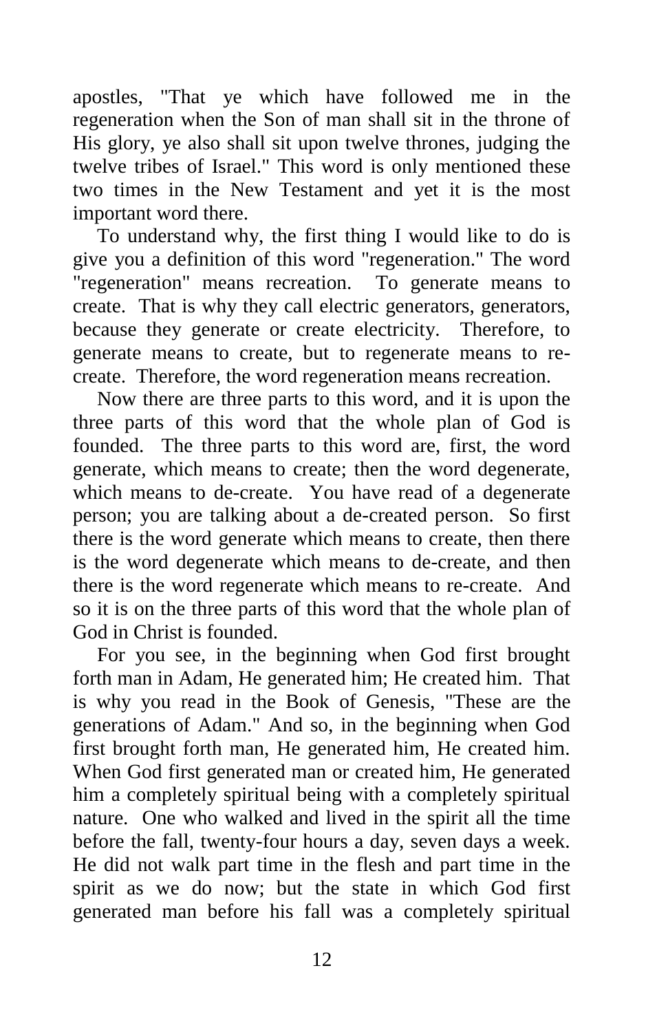apostles, "That ye which have followed me in the regeneration when the Son of man shall sit in the throne of His glory, ye also shall sit upon twelve thrones, judging the twelve tribes of Israel." This word is only mentioned these two times in the New Testament and yet it is the most important word there.

To understand why, the first thing I would like to do is give you a definition of this word "regeneration." The word "regeneration" means recreation. To generate means to create. That is why they call electric generators, generators, because they generate or create electricity. Therefore, to generate means to create, but to regenerate means to re-create. Therefore, the word regeneration means recreation.

Now there are three parts to this word, and it is upon the three parts of this word that the whole plan of God is founded. The three parts to this word are, first, the word generate, which means to create; then the word degenerate, which means to de-create. You have read of a degenerate person; you are talking about a de-created person. So first there is the word generate which means to create, then there is the word degenerate which means to de-create, and then there is the word regenerate which means to re-create. And so it is on the three parts of this word that the whole plan of God in Christ is founded.

For you see, in the beginning when God first brought forth man in Adam, He generated him; He created him. That is why you read in the Book of Genesis, "These are the generations of Adam." And so, in the beginning when God first brought forth man, He generated him, He created him. When God first generated man or created him, He generated him a completely spiritual being with a completely spiritual nature. One who walked and lived in the spirit all the time before the fall, twenty-four hours a day, seven days a week. He did not walk part time in the flesh and part time in the spirit as we do now; but the state in which God first generated man before his fall was a completely spiritual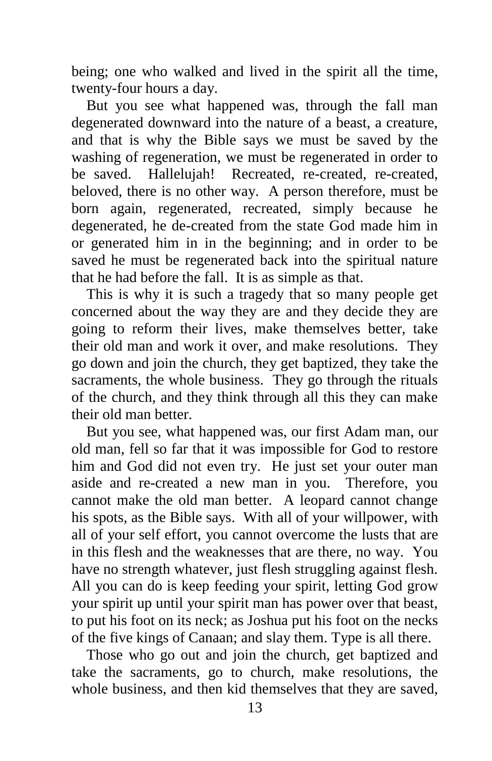being; one who walked and lived in the spirit all the time, twenty-four hours a day.

But you see what happened was, through the fall man degenerated downward into the nature of a beast, a creature, and that is why the Bible says we must be saved by the washing of regeneration, we must be regenerated in order to be saved. Hallelujah! Recreated, re-created, re-created, beloved, there is no other way. A person therefore, must be born again, regenerated, recreated, simply because he degenerated, he de-created from the state God made him in or generated him in in the beginning; and in order to be saved he must be regenerated back into the spiritual nature that he had before the fall. It is as simple as that.

This is why it is such a tragedy that so many people get concerned about the way they are and they decide they are going to reform their lives, make themselves better, take their old man and work it over, and make resolutions. They go down and join the church, they get baptized, they take the sacraments, the whole business. They go through the rituals of the church, and they think through all this they can make their old man better.

But you see, what happened was, our first Adam man, our old man, fell so far that it was impossible for God to restore him and God did not even try. He just set your outer man aside and re-created a new man in you. Therefore, you cannot make the old man better. A leopard cannot change his spots, as the Bible says. With all of your willpower, with all of your self effort, you cannot overcome the lusts that are in this flesh and the weaknesses that are there, no way. You have no strength whatever, just flesh struggling against flesh. All you can do is keep feeding your spirit, letting God grow your spirit up until your spirit man has power over that beast, to put his foot on its neck; as Joshua put his foot on the necks of the five kings of Canaan; and slay them. Type is all there.

Those who go out and join the church, get baptized and take the sacraments, go to church, make resolutions, the whole business, and then kid themselves that they are saved,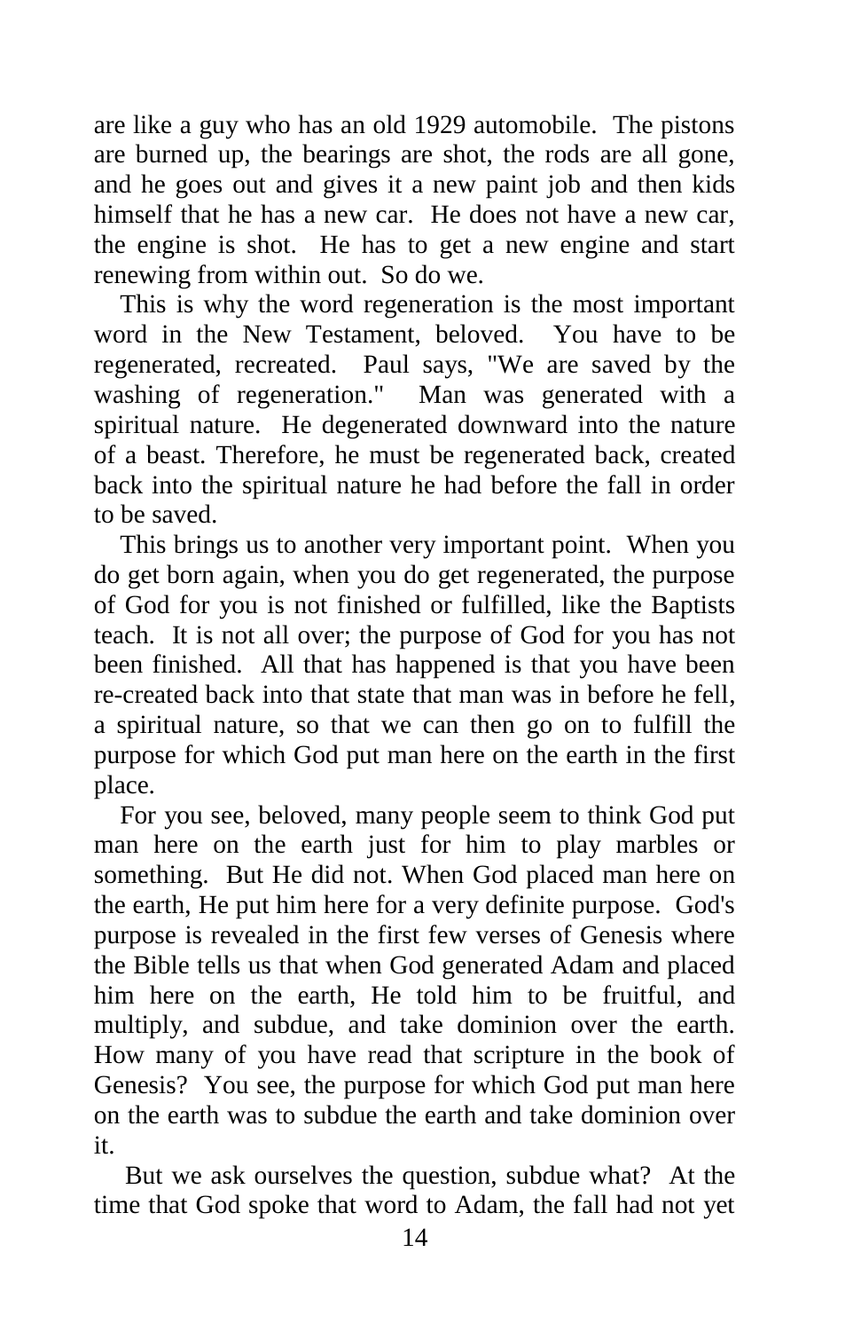are like a guy who has an old 1929 automobile. The pistons are burned up, the bearings are shot, the rods are all gone, and he goes out and gives it a new paint job and then kids himself that he has a new car. He does not have a new car, the engine is shot. He has to get a new engine and start renewing from within out. So do we.

This is why the word regeneration is the most important word in the New Testament, beloved. You have to be regenerated, recreated. Paul says, "We are saved by the washing of regeneration." Man was generated with a spiritual nature. He degenerated downward into the nature of a beast. Therefore, he must be regenerated back, created back into the spiritual nature he had before the fall in order to be saved.

This brings us to another very important point. When you do get born again, when you do get regenerated, the purpose of God for you is not finished or fulfilled, like the Baptists teach. It is not all over; the purpose of God for you has not been finished. All that has happened is that you have been re-created back into that state that man was in before he fell, a spiritual nature, so that we can then go on to fulfill the purpose for which God put man here on the earth in the first place.

For you see, beloved, many people seem to think God put man here on the earth just for him to play marbles or something. But He did not. When God placed man here on the earth, He put him here for a very definite purpose. God's purpose is revealed in the first few verses of Genesis where the Bible tells us that when God generated Adam and placed him here on the earth, He told him to be fruitful, and multiply, and subdue, and take dominion over the earth. How many of you have read that scripture in the book of Genesis? You see, the purpose for which God put man here on the earth was to subdue the earth and take dominion over it.

But we ask ourselves the question, subdue what? At the time that God spoke that word to Adam, the fall had not yet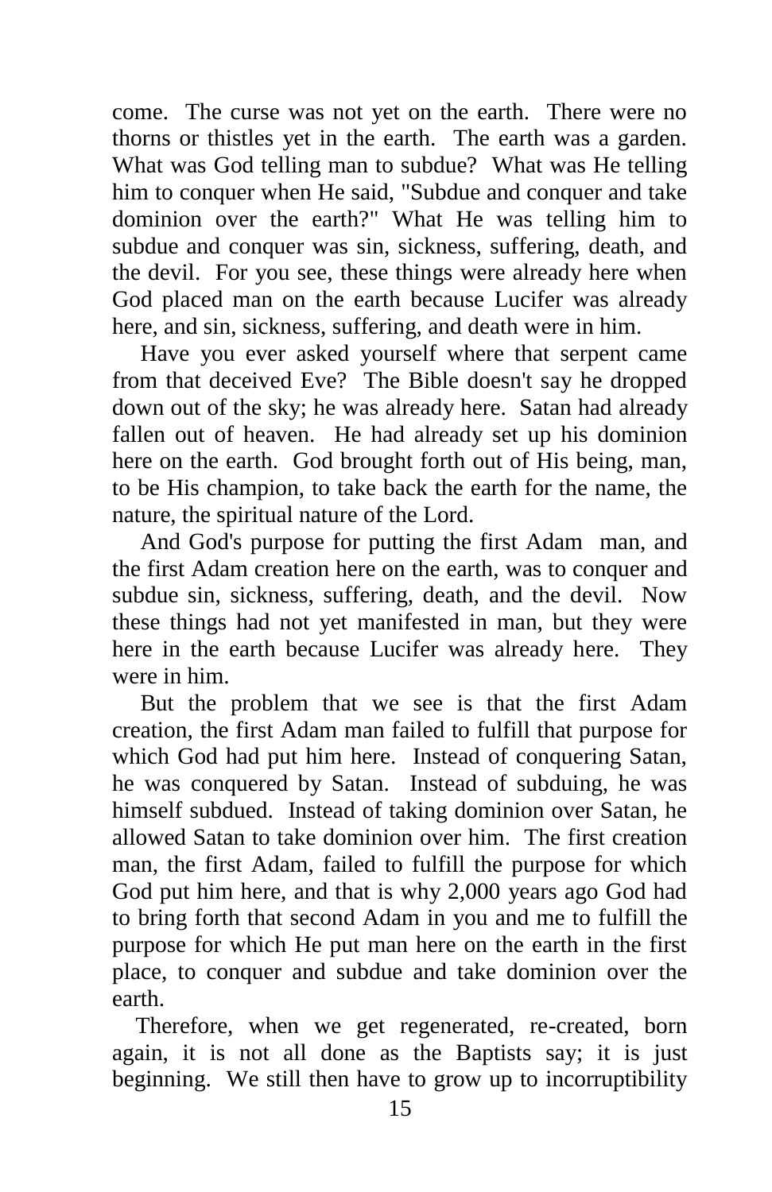come. The curse was not yet on the earth. There were no thorns or thistles yet in the earth. The earth was a garden. What was God telling man to subdue? What was He telling him to conquer when He said, "Subdue and conquer and take dominion over the earth?" What He was telling him to subdue and conquer was sin, sickness, suffering, death, and the devil. For you see, these things were already here when God placed man on the earth because Lucifer was already here, and sin, sickness, suffering, and death were in him.

Have you ever asked yourself where that serpent came from that deceived Eve? The Bible doesn't say he dropped down out of the sky; he was already here. Satan had already fallen out of heaven. He had already set up his dominion here on the earth. God brought forth out of His being, man, to be His champion, to take back the earth for the name, the nature, the spiritual nature of the Lord.

And God's purpose for putting the first Adam man, and the first Adam creation here on the earth, was to conquer and subdue sin, sickness, suffering, death, and the devil. Now these things had not yet manifested in man, but they were here in the earth because Lucifer was already here. They were in him.

But the problem that we see is that the first Adam creation, the first Adam man failed to fulfill that purpose for which God had put him here. Instead of conquering Satan, he was conquered by Satan. Instead of subduing, he was himself subdued. Instead of taking dominion over Satan, he allowed Satan to take dominion over him. The first creation man, the first Adam, failed to fulfill the purpose for which God put him here, and that is why 2,000 years ago God had to bring forth that second Adam in you and me to fulfill the purpose for which He put man here on the earth in the first place, to conquer and subdue and take dominion over the earth.

Therefore, when we get regenerated, re-created, born again, it is not all done as the Baptists say; it is just beginning. We still then have to grow up to incorruptibility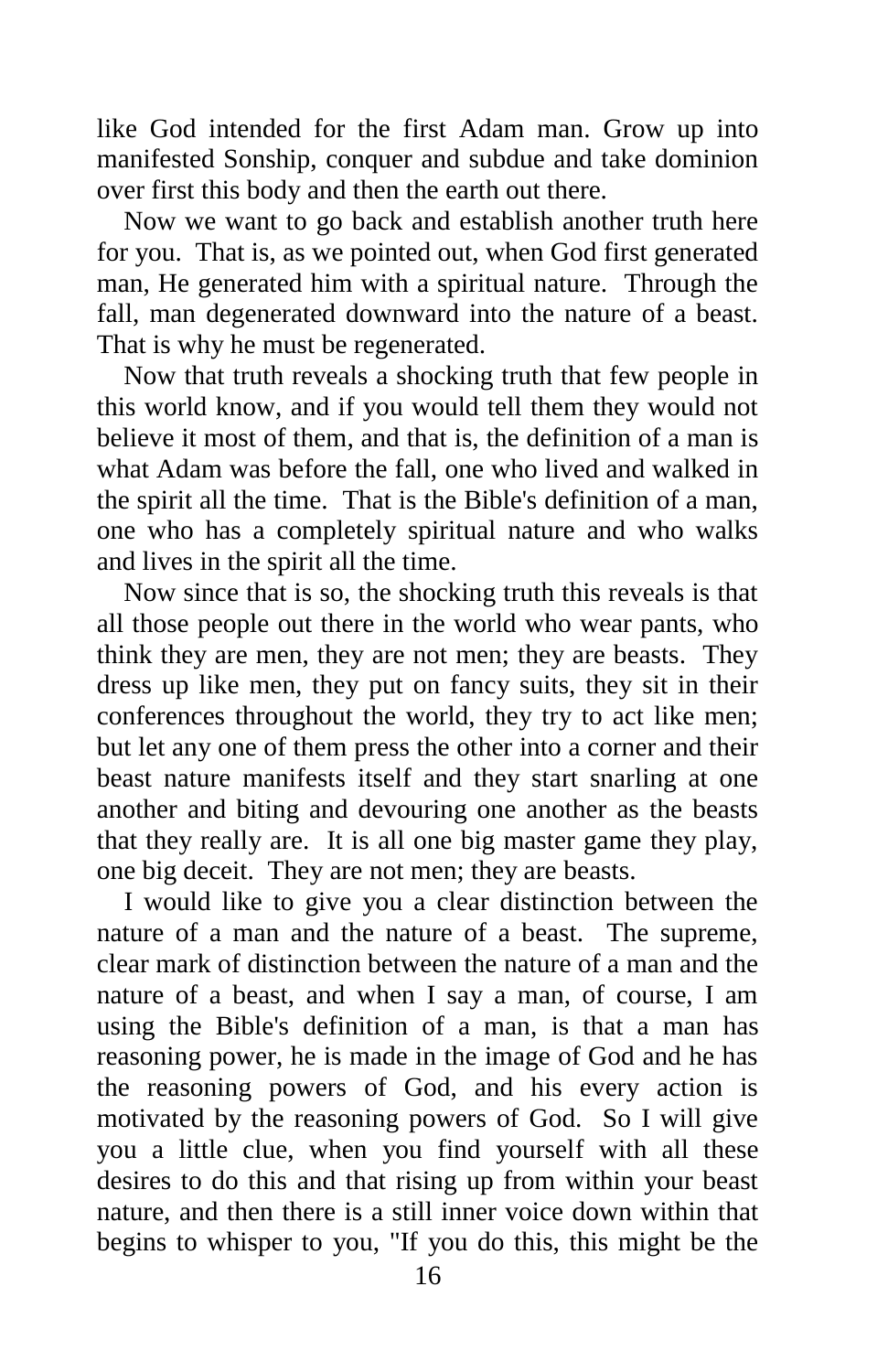like God intended for the first Adam man. Grow up into manifested Sonship, conquer and subdue and take dominion over first this body and then the earth out there.

Now we want to go back and establish another truth here for you. That is, as we pointed out, when God first generated man, He generated him with a spiritual nature. Through the fall, man degenerated downward into the nature of a beast. That is why he must be regenerated.

Now that truth reveals a shocking truth that few people in this world know, and if you would tell them they would not believe it most of them, and that is, the definition of a man is what Adam was before the fall, one who lived and walked in the spirit all the time. That is the Bible's definition of a man, one who has a completely spiritual nature and who walks and lives in the spirit all the time.

Now since that is so, the shocking truth this reveals is that all those people out there in the world who wear pants, who think they are men, they are not men; they are beasts. They dress up like men, they put on fancy suits, they sit in their conferences throughout the world, they try to act like men; but let any one of them press the other into a corner and their beast nature manifests itself and they start snarling at one another and biting and devouring one another as the beasts that they really are. It is all one big master game they play, one big deceit. They are not men; they are beasts.

I would like to give you a clear distinction between the nature of a man and the nature of a beast. The supreme, clear mark of distinction between the nature of a man and the nature of a beast, and when I say a man, of course, I am using the Bible's definition of a man, is that a man has reasoning power, he is made in the image of God and he has the reasoning powers of God, and his every action is motivated by the reasoning powers of God. So I will give you a little clue, when you find yourself with all these desires to do this and that rising up from within your beast nature, and then there is a still inner voice down within that begins to whisper to you, "If you do this, this might be the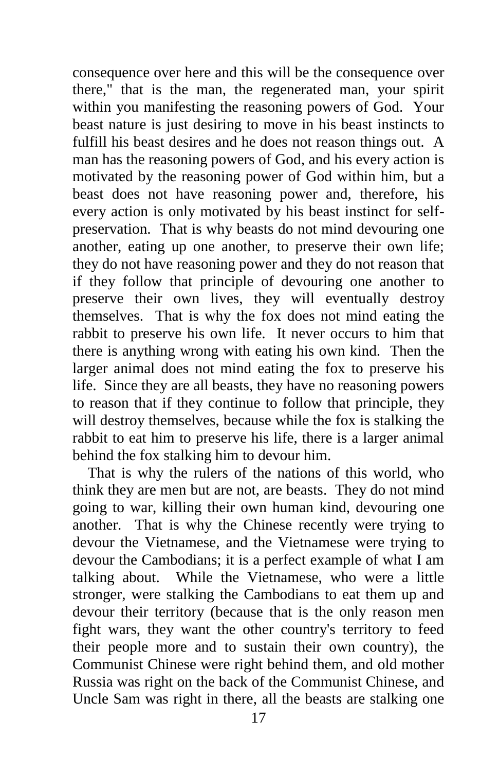consequence over here and this will be the consequence over there," that is the man, the regenerated man, your spirit within you manifesting the reasoning powers of God. Your beast nature is just desiring to move in his beast instincts to fulfill his beast desires and he does not reason things out. A man has the reasoning powers of God, and his every action is motivated by the reasoning power of God within him, but a beast does not have reasoning power and, therefore, his every action is only motivated by his beast instinct for self-preservation. That is why beasts do not mind devouring one another, eating up one another, to preserve their own life; they do not have reasoning power and they do not reason that if they follow that principle of devouring one another to preserve their own lives, they will eventually destroy themselves. That is why the fox does not mind eating the rabbit to preserve his own life. It never occurs to him that there is anything wrong with eating his own kind. Then the larger animal does not mind eating the fox to preserve his life. Since they are all beasts, they have no reasoning powers to reason that if they continue to follow that principle, they will destroy themselves, because while the fox is stalking the rabbit to eat him to preserve his life, there is a larger animal behind the fox stalking him to devour him.

That is why the rulers of the nations of this world, who think they are men but are not, are beasts. They do not mind going to war, killing their own human kind, devouring one another. That is why the Chinese recently were trying to devour the Vietnamese, and the Vietnamese were trying to devour the Cambodians; it is a perfect example of what I am talking about. While the Vietnamese, who were a little stronger, were stalking the Cambodians to eat them up and devour their territory (because that is the only reason men fight wars, they want the other country's territory to feed their people more and to sustain their own country), the Communist Chinese were right behind them, and old mother Russia was right on the back of the Communist Chinese, and Uncle Sam was right in there, all the beasts are stalking one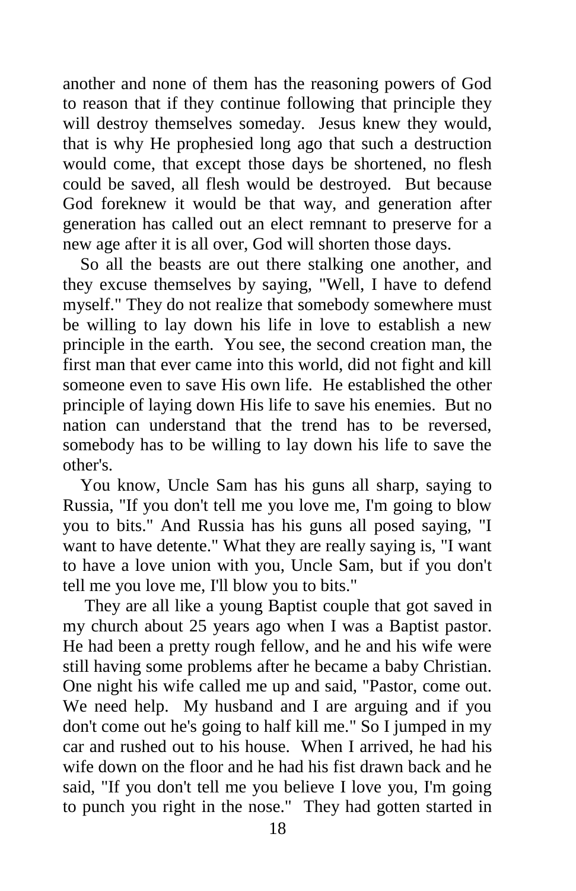another and none of them has the reasoning powers of God to reason that if they continue following that principle they will destroy themselves someday. Jesus knew they would, that is why He prophesied long ago that such a destruction would come, that except those days be shortened, no flesh could be saved, all flesh would be destroyed. But because God foreknew it would be that way, and generation after generation has called out an elect remnant to preserve for a new age after it is all over, God will shorten those days.

So all the beasts are out there stalking one another, and they excuse themselves by saying, "Well, I have to defend myself." They do not realize that somebody somewhere must be willing to lay down his life in love to establish a new principle in the earth. You see, the second creation man, the first man that ever came into this world, did not fight and kill someone even to save His own life. He established the other principle of laying down His life to save his enemies. But no nation can understand that the trend has to be reversed, somebody has to be willing to lay down his life to save the other's.

You know, Uncle Sam has his guns all sharp, saying to Russia, "If you don't tell me you love me, I'm going to blow you to bits." And Russia has his guns all posed saying, "I want to have detente." What they are really saying is, "I want to have a love union with you, Uncle Sam, but if you don't tell me you love me, I'll blow you to bits."

They are all like a young Baptist couple that got saved in my church about 25 years ago when I was a Baptist pastor. He had been a pretty rough fellow, and he and his wife were still having some problems after he became a baby Christian. One night his wife called me up and said, "Pastor, come out. We need help. My husband and I are arguing and if you don't come out he's going to half kill me." So I jumped in my car and rushed out to his house. When I arrived, he had his wife down on the floor and he had his fist drawn back and he said, "If you don't tell me you believe I love you, I'm going to punch you right in the nose." They had gotten started in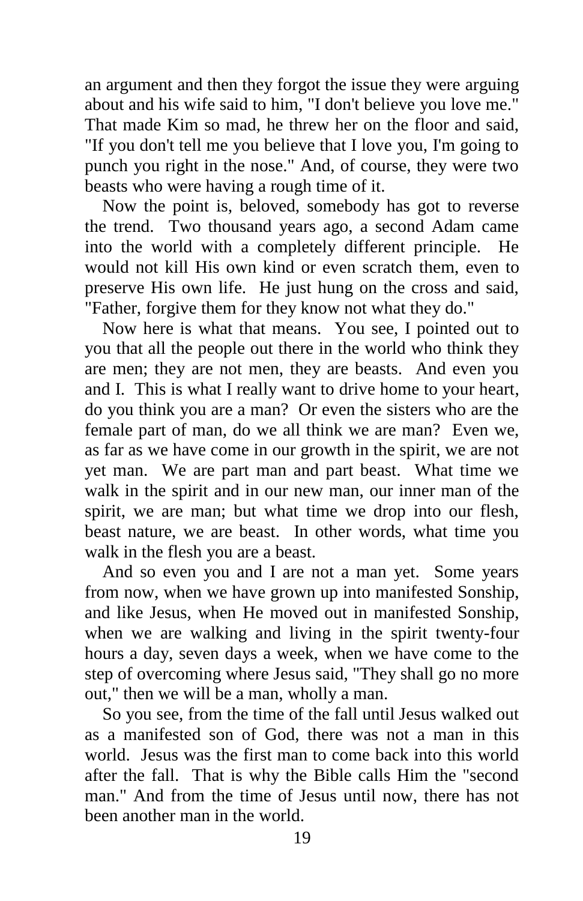an argument and then they forgot the issue they were arguing about and his wife said to him, "I don't believe you love me." That made Kim so mad, he threw her on the floor and said, "If you don't tell me you believe that I love you, I'm going to punch you right in the nose." And, of course, they were two beasts who were having a rough time of it.

Now the point is, beloved, somebody has got to reverse the trend. Two thousand years ago, a second Adam came into the world with a completely different principle. He would not kill His own kind or even scratch them, even to preserve His own life. He just hung on the cross and said, "Father, forgive them for they know not what they do."

Now here is what that means. You see, I pointed out to you that all the people out there in the world who think they are men; they are not men, they are beasts. And even you and I. This is what I really want to drive home to your heart, do you think you are a man? Or even the sisters who are the female part of man, do we all think we are man? Even we, as far as we have come in our growth in the spirit, we are not yet man. We are part man and part beast. What time we walk in the spirit and in our new man, our inner man of the spirit, we are man; but what time we drop into our flesh, beast nature, we are beast. In other words, what time you walk in the flesh you are a beast.

And so even you and I are not a man yet. Some years from now, when we have grown up into manifested Sonship, and like Jesus, when He moved out in manifested Sonship, when we are walking and living in the spirit twenty-four hours a day, seven days a week, when we have come to the step of overcoming where Jesus said, "They shall go no more out," then we will be a man, wholly a man.

So you see, from the time of the fall until Jesus walked out as a manifested son of God, there was not a man in this world. Jesus was the first man to come back into this world after the fall. That is why the Bible calls Him the "second man." And from the time of Jesus until now, there has not been another man in the world.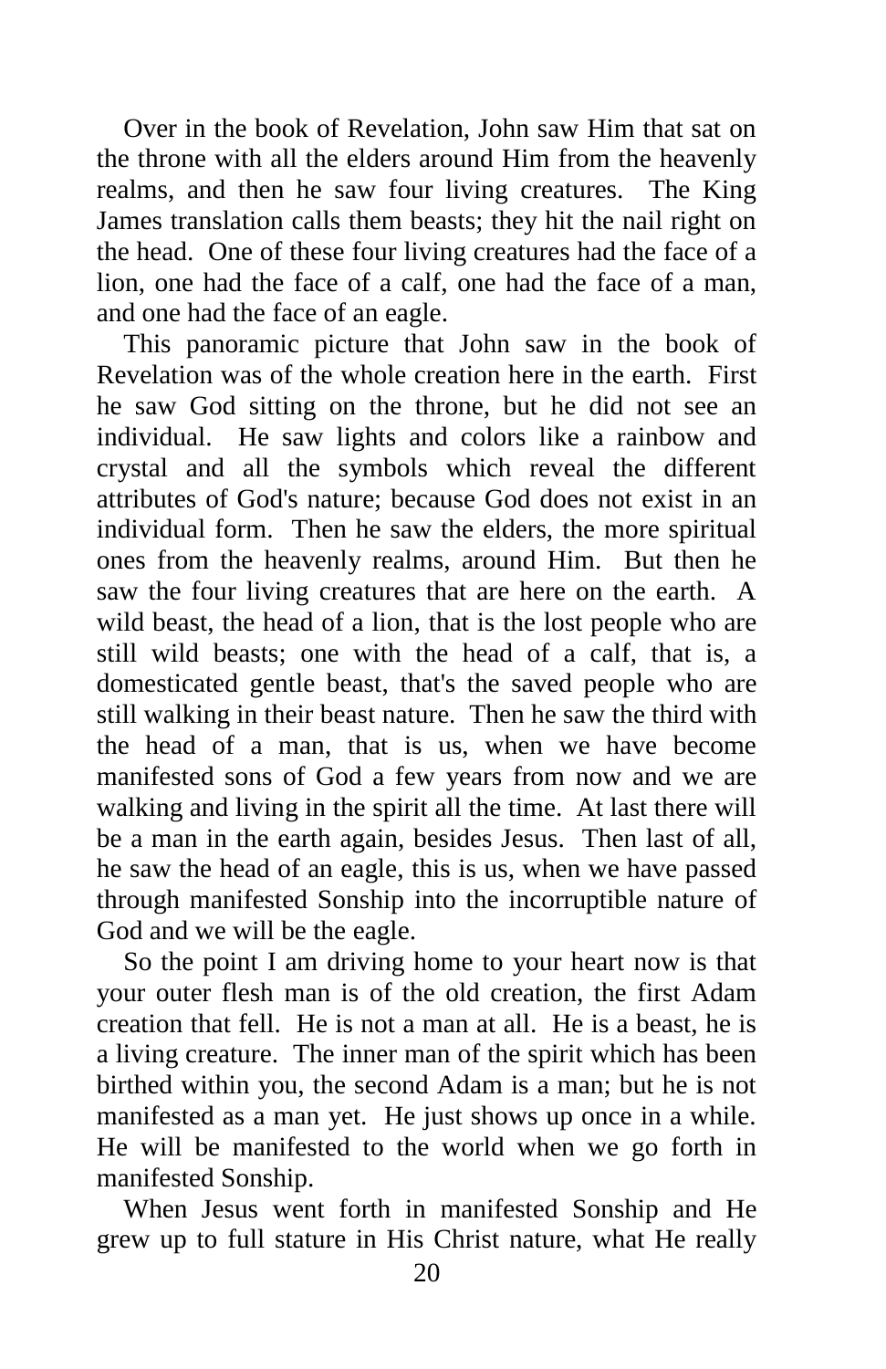Over in the book of Revelation, John saw Him that sat on the throne with all the elders around Him from the heavenly realms, and then he saw four living creatures. The King James translation calls them beasts; they hit the nail right on the head. One of these four living creatures had the face of a lion, one had the face of a calf, one had the face of a man, and one had the face of an eagle.

This panoramic picture that John saw in the book of Revelation was of the whole creation here in the earth. First he saw God sitting on the throne, but he did not see an individual. He saw lights and colors like a rainbow and crystal and all the symbols which reveal the different attributes of God's nature; because God does not exist in an individual form. Then he saw the elders, the more spiritual ones from the heavenly realms, around Him. But then he saw the four living creatures that are here on the earth. A wild beast, the head of a lion, that is the lost people who are still wild beasts; one with the head of a calf, that is, a domesticated gentle beast, that's the saved people who are still walking in their beast nature. Then he saw the third with the head of a man, that is us, when we have become manifested sons of God a few years from now and we are walking and living in the spirit all the time. At last there will be a man in the earth again, besides Jesus. Then last of all, he saw the head of an eagle, this is us, when we have passed through manifested Sonship into the incorruptible nature of God and we will be the eagle.

So the point I am driving home to your heart now is that your outer flesh man is of the old creation, the first Adam creation that fell. He is not a man at all. He is a beast, he is a living creature. The inner man of the spirit which has been birthed within you, the second Adam is a man; but he is not manifested as a man yet. He just shows up once in a while. He will be manifested to the world when we go forth in manifested Sonship.

When Jesus went forth in manifested Sonship and He grew up to full stature in His Christ nature, what He really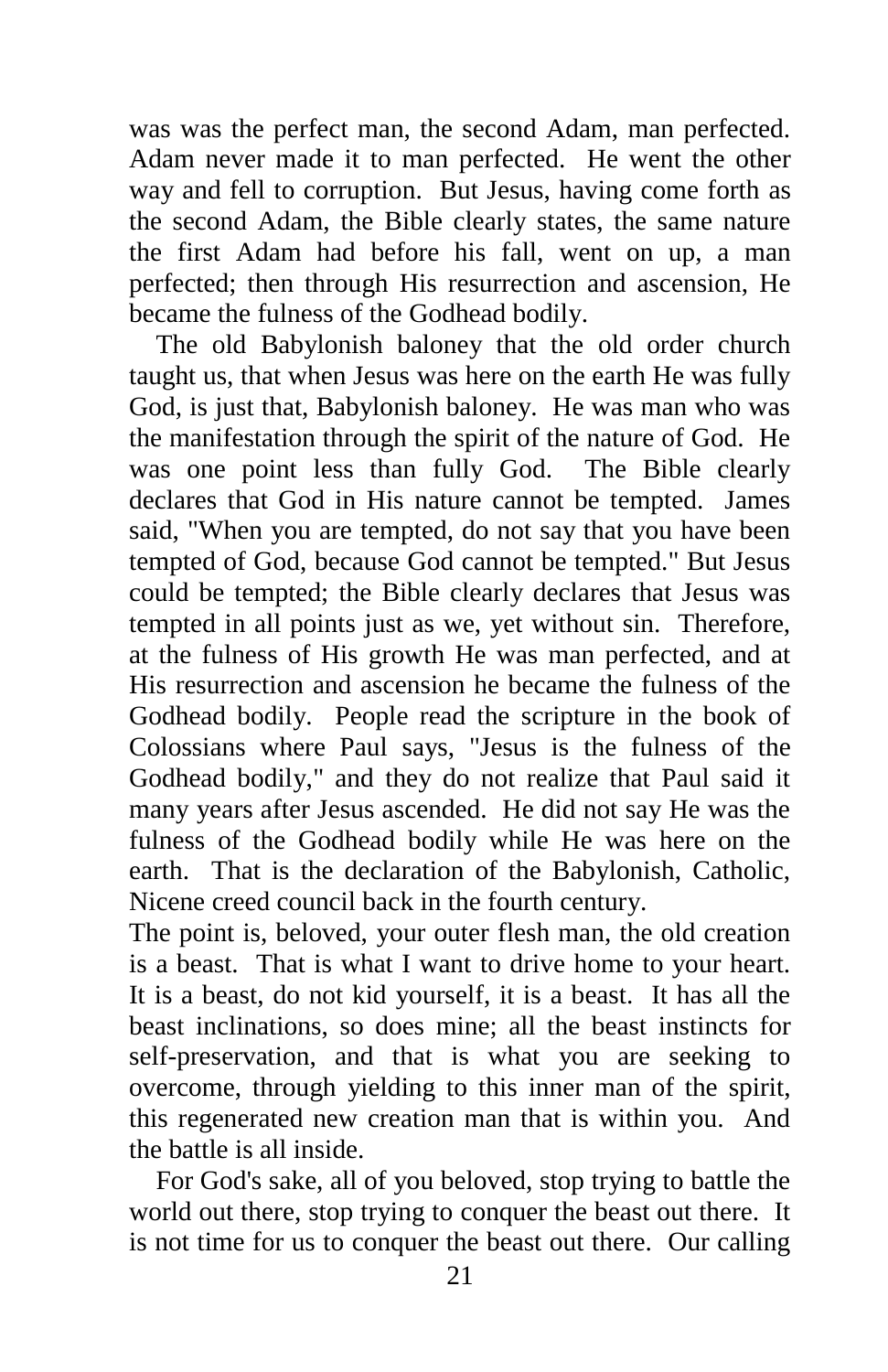was was the perfect man, the second Adam, man perfected. Adam never made it to man perfected. He went the other way and fell to corruption. But Jesus, having come forth as the second Adam, the Bible clearly states, the same nature the first Adam had before his fall, went on up, a man perfected; then through His resurrection and ascension, He became the fulness of the Godhead bodily.

The old Babylonish baloney that the old order church taught us, that when Jesus was here on the earth He was fully God, is just that, Babylonish baloney. He was man who was the manifestation through the spirit of the nature of God. He was one point less than fully God. The Bible clearly declares that God in His nature cannot be tempted. James said, "When you are tempted, do not say that you have been tempted of God, because God cannot be tempted." But Jesus could be tempted; the Bible clearly declares that Jesus was tempted in all points just as we, yet without sin. Therefore, at the fulness of His growth He was man perfected, and at His resurrection and ascension he became the fulness of the Godhead bodily. People read the scripture in the book of Colossians where Paul says, "Jesus is the fulness of the Godhead bodily," and they do not realize that Paul said it many years after Jesus ascended. He did not say He was the fulness of the Godhead bodily while He was here on the earth. That is the declaration of the Babylonish, Catholic, Nicene creed council back in the fourth century.

The point is, beloved, your outer flesh man, the old creation is a beast. That is what I want to drive home to your heart. It is a beast, do not kid yourself, it is a beast. It has all the beast inclinations, so does mine; all the beast instincts for self-preservation, and that is what you are seeking to overcome, through yielding to this inner man of the spirit, this regenerated new creation man that is within you. And the battle is all inside.

For God's sake, all of you beloved, stop trying to battle the world out there, stop trying to conquer the beast out there. It is not time for us to conquer the beast out there. Our calling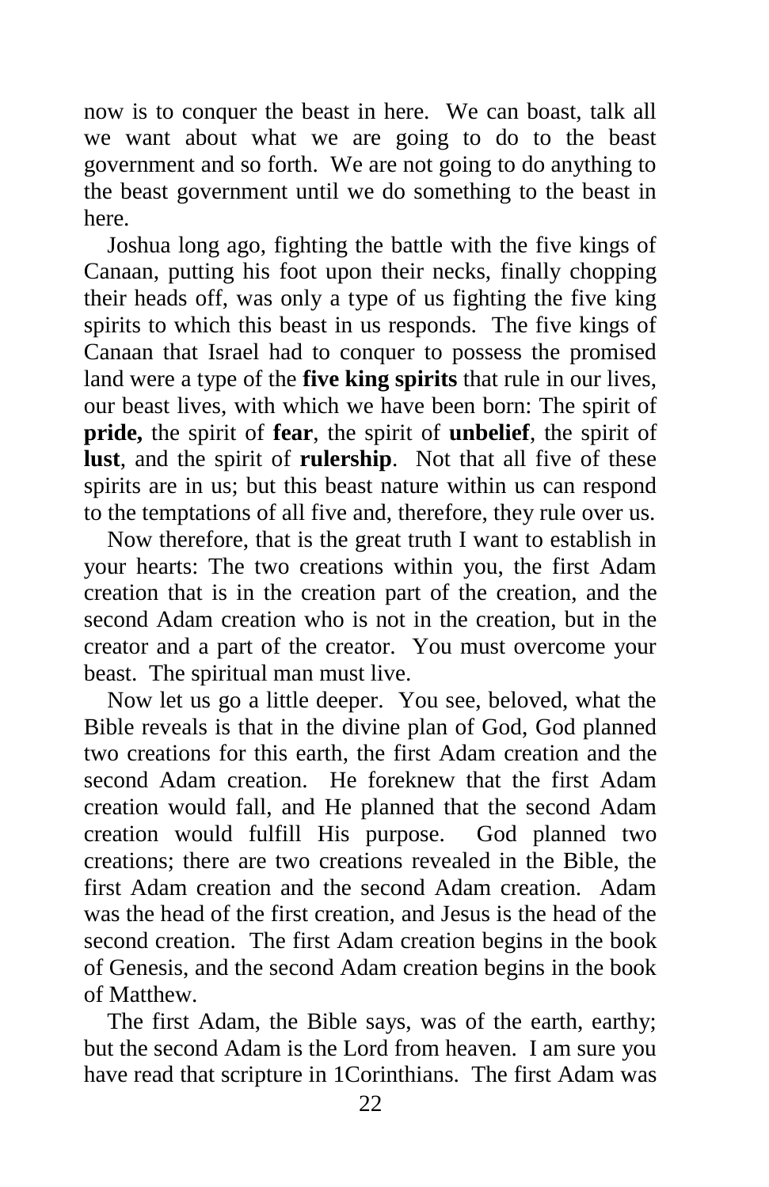now is to conquer the beast in here. We can boast, talk all we want about what we are going to do to the beast government and so forth. We are not going to do anything to the beast government until we do something to the beast in here.

Joshua long ago, fighting the battle with the five kings of Canaan, putting his foot upon their necks, finally chopping their heads off, was only a type of us fighting the five king spirits to which this beast in us responds. The five kings of Canaan that Israel had to conquer to possess the promised land were a type of the **five king spirits** that rule in our lives, our beast lives, with which we have been born: The spirit of **pride,** the spirit of **fear**, the spirit of **unbelief**, the spirit of **lust**, and the spirit of **rulership**. Not that all five of these spirits are in us; but this beast nature within us can respond to the temptations of all five and, therefore, they rule over us.

Now therefore, that is the great truth I want to establish in your hearts: The two creations within you, the first Adam creation that is in the creation part of the creation, and the second Adam creation who is not in the creation, but in the creator and a part of the creator. You must overcome your beast. The spiritual man must live.

Now let us go a little deeper. You see, beloved, what the Bible reveals is that in the divine plan of God, God planned two creations for this earth, the first Adam creation and the second Adam creation. He foreknew that the first Adam creation would fall, and He planned that the second Adam creation would fulfill His purpose. God planned two creations; there are two creations revealed in the Bible, the first Adam creation and the second Adam creation. Adam was the head of the first creation, and Jesus is the head of the second creation. The first Adam creation begins in the book of Genesis, and the second Adam creation begins in the book of Matthew.

The first Adam, the Bible says, was of the earth, earthy; but the second Adam is the Lord from heaven. I am sure you have read that scripture in 1Corinthians. The first Adam was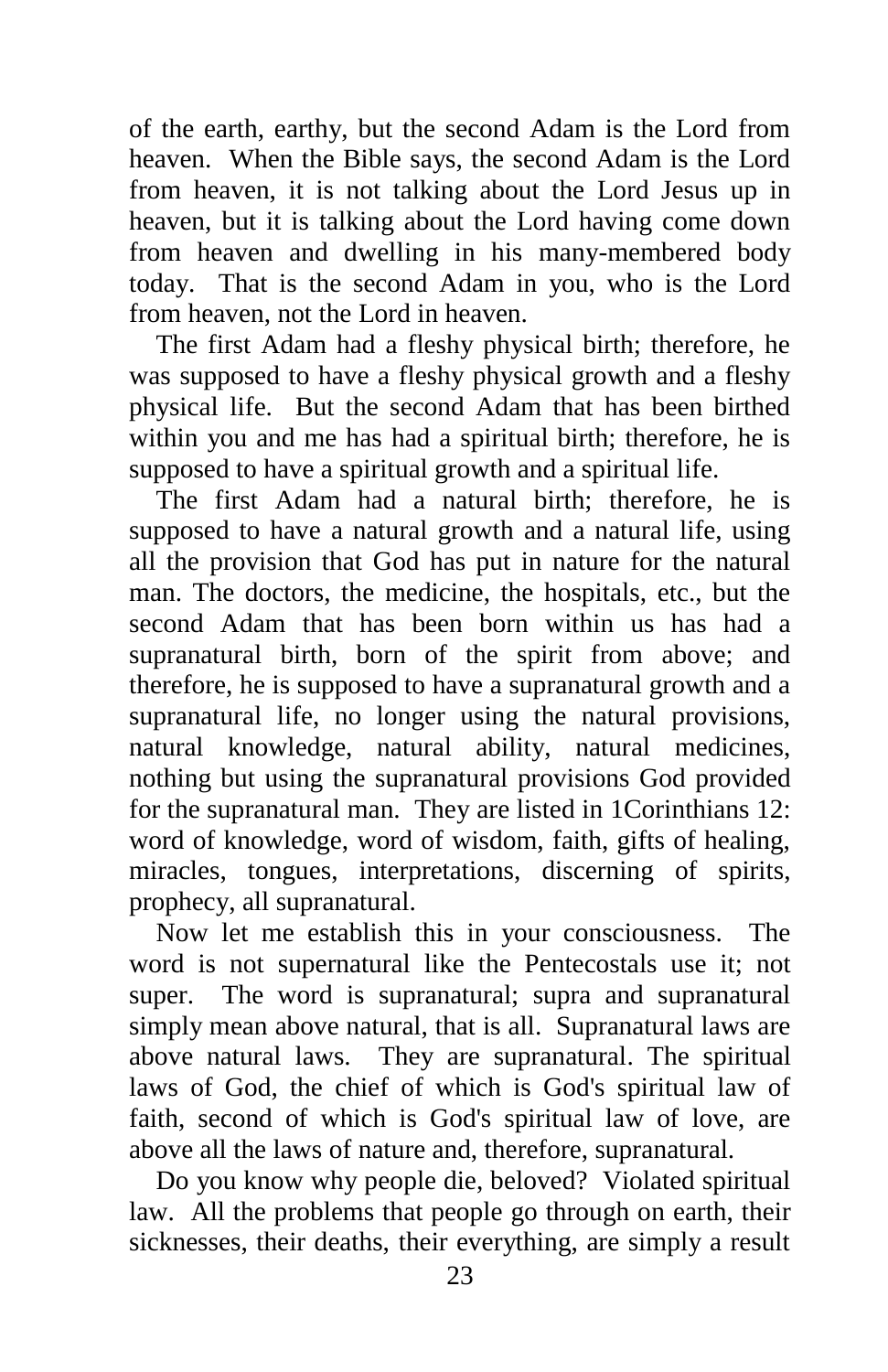of the earth, earthy, but the second Adam is the Lord from heaven. When the Bible says, the second Adam is the Lord from heaven, it is not talking about the Lord Jesus up in heaven, but it is talking about the Lord having come down from heaven and dwelling in his many-membered body today. That is the second Adam in you, who is the Lord from heaven, not the Lord in heaven.

The first Adam had a fleshy physical birth; therefore, he was supposed to have a fleshy physical growth and a fleshy physical life. But the second Adam that has been birthed within you and me has had a spiritual birth; therefore, he is supposed to have a spiritual growth and a spiritual life.

The first Adam had a natural birth; therefore, he is supposed to have a natural growth and a natural life, using all the provision that God has put in nature for the natural man. The doctors, the medicine, the hospitals, etc., but the second Adam that has been born within us has had a supranatural birth, born of the spirit from above; and therefore, he is supposed to have a supranatural growth and a supranatural life, no longer using the natural provisions, natural knowledge, natural ability, natural medicines, nothing but using the supranatural provisions God provided for the supranatural man. They are listed in 1Corinthians 12: word of knowledge, word of wisdom, faith, gifts of healing, miracles, tongues, interpretations, discerning of spirits, prophecy, all supranatural.

Now let me establish this in your consciousness. The word is not supernatural like the Pentecostals use it; not super. The word is supranatural; supra and supranatural simply mean above natural, that is all. Supranatural laws are above natural laws. They are supranatural. The spiritual laws of God, the chief of which is God's spiritual law of faith, second of which is God's spiritual law of love, are above all the laws of nature and, therefore, supranatural.

Do you know why people die, beloved? Violated spiritual law. All the problems that people go through on earth, their sicknesses, their deaths, their everything, are simply a result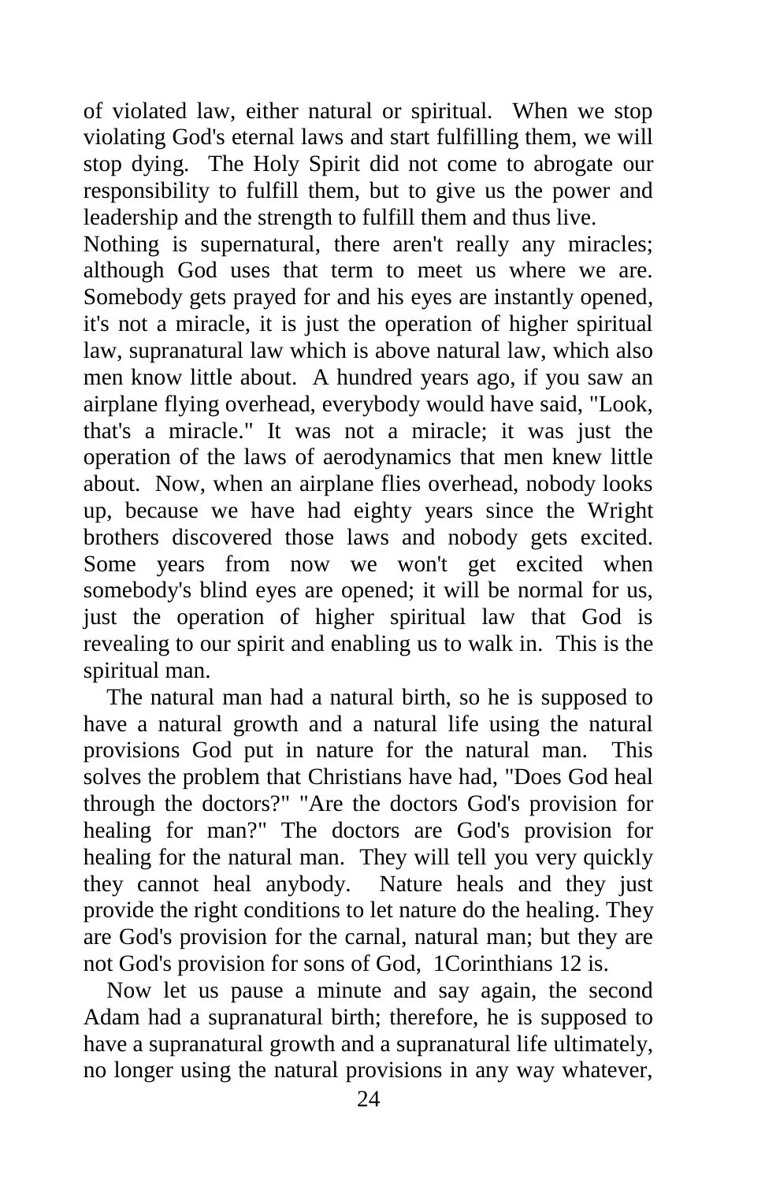of violated law, either natural or spiritual. When we stop violating God's eternal laws and start fulfilling them, we will stop dying. The Holy Spirit did not come to abrogate our responsibility to fulfill them, but to give us the power and leadership and the strength to fulfill them and thus live.

Nothing is supernatural, there aren't really any miracles; although God uses that term to meet us where we are. Somebody gets prayed for and his eyes are instantly opened, it's not a miracle, it is just the operation of higher spiritual law, supranatural law which is above natural law, which also men know little about. A hundred years ago, if you saw an airplane flying overhead, everybody would have said, "Look, that's a miracle." It was not a miracle; it was just the operation of the laws of aerodynamics that men knew little about. Now, when an airplane flies overhead, nobody looks up, because we have had eighty years since the Wright brothers discovered those laws and nobody gets excited. Some years from now we won't get excited when somebody's blind eyes are opened; it will be normal for us, just the operation of higher spiritual law that God is revealing to our spirit and enabling us to walk in. This is the spiritual man.

The natural man had a natural birth, so he is supposed to have a natural growth and a natural life using the natural provisions God put in nature for the natural man. This solves the problem that Christians have had, "Does God heal through the doctors?" "Are the doctors God's provision for healing for man?" The doctors are God's provision for healing for the natural man. They will tell you very quickly they cannot heal anybody. Nature heals and they just provide the right conditions to let nature do the healing. They are God's provision for the carnal, natural man; but they are not God's provision for sons of God, 1Corinthians 12 is.

Now let us pause a minute and say again, the second Adam had a supranatural birth; therefore, he is supposed to have a supranatural growth and a supranatural life ultimately, no longer using the natural provisions in any way whatever,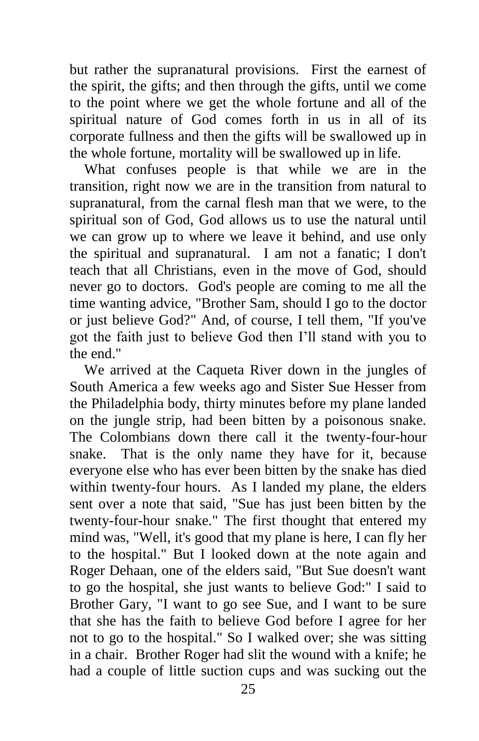but rather the supranatural provisions. First the earnest of the spirit, the gifts; and then through the gifts, until we come to the point where we get the whole fortune and all of the spiritual nature of God comes forth in us in all of its corporate fullness and then the gifts will be swallowed up in the whole fortune, mortality will be swallowed up in life.

What confuses people is that while we are in the transition, right now we are in the transition from natural to supranatural, from the carnal flesh man that we were, to the spiritual son of God, God allows us to use the natural until we can grow up to where we leave it behind, and use only the spiritual and supranatural. I am not a fanatic; I don't teach that all Christians, even in the move of God, should never go to doctors. God's people are coming to me all the time wanting advice, "Brother Sam, should I go to the doctor or just believe God?" And, of course, I tell them, "If you've got the faith just to believe God then I'll stand with you to the end."

We arrived at the Caqueta River down in the jungles of South America a few weeks ago and Sister Sue Hesser from the Philadelphia body, thirty minutes before my plane landed on the jungle strip, had been bitten by a poisonous snake. The Colombians down there call it the twenty-four-hour snake. That is the only name they have for it, because everyone else who has ever been bitten by the snake has died within twenty-four hours. As I landed my plane, the elders sent over a note that said, "Sue has just been bitten by the twenty-four-hour snake." The first thought that entered my mind was, "Well, it's good that my plane is here, I can fly her to the hospital." But I looked down at the note again and Roger Dehaan, one of the elders said, "But Sue doesn't want to go the hospital, she just wants to believe God:" I said to Brother Gary, "I want to go see Sue, and I want to be sure that she has the faith to believe God before I agree for her not to go to the hospital." So I walked over; she was sitting in a chair. Brother Roger had slit the wound with a knife; he had a couple of little suction cups and was sucking out the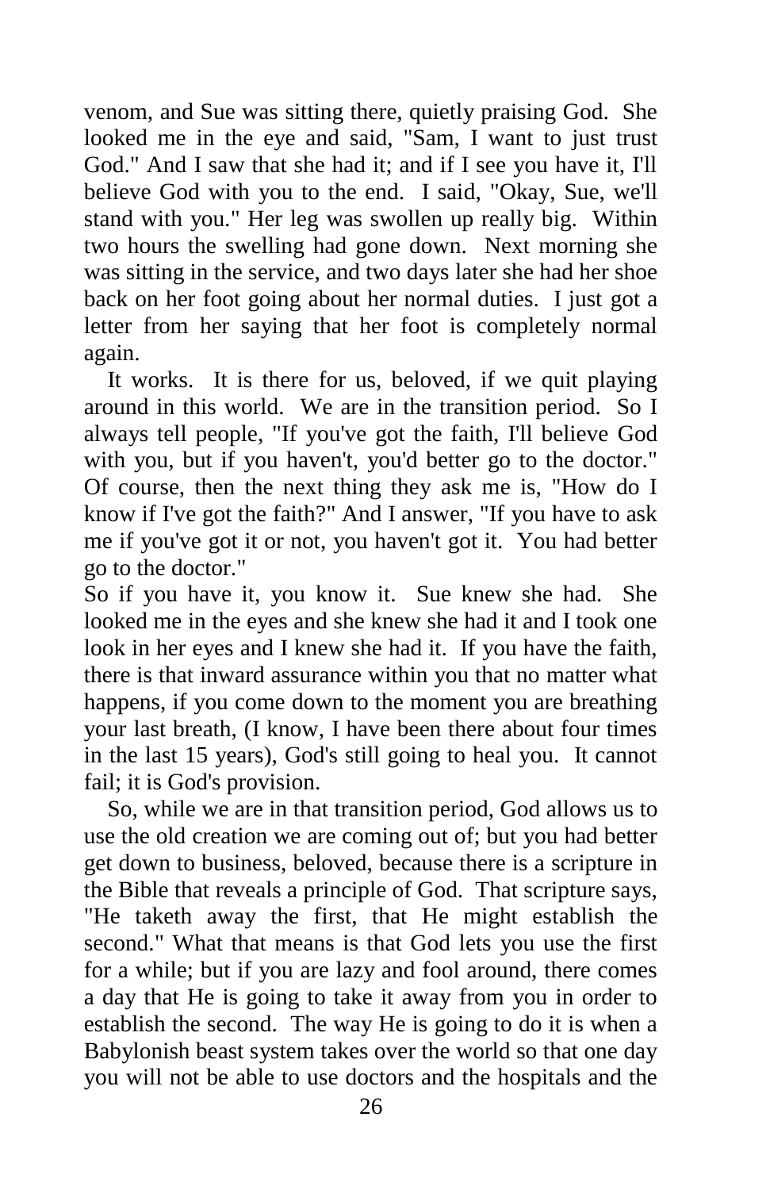venom, and Sue was sitting there, quietly praising God. She looked me in the eye and said, "Sam, I want to just trust God." And I saw that she had it; and if I see you have it, I'll believe God with you to the end. I said, "Okay, Sue, we'll stand with you." Her leg was swollen up really big. Within two hours the swelling had gone down. Next morning she was sitting in the service, and two days later she had her shoe back on her foot going about her normal duties. I just got a letter from her saying that her foot is completely normal again.

It works. It is there for us, beloved, if we quit playing around in this world. We are in the transition period. So I always tell people, "If you've got the faith, I'll believe God with you, but if you haven't, you'd better go to the doctor." Of course, then the next thing they ask me is, "How do I know if I've got the faith?" And I answer, "If you have to ask me if you've got it or not, you haven't got it. You had better go to the doctor."

So if you have it, you know it. Sue knew she had. She looked me in the eyes and she knew she had it and I took one look in her eyes and I knew she had it. If you have the faith, there is that inward assurance within you that no matter what happens, if you come down to the moment you are breathing your last breath, (I know, I have been there about four times in the last 15 years), God's still going to heal you. It cannot fail; it is God's provision.

So, while we are in that transition period, God allows us to use the old creation we are coming out of; but you had better get down to business, beloved, because there is a scripture in the Bible that reveals a principle of God. That scripture says, "He taketh away the first, that He might establish the second." What that means is that God lets you use the first for a while; but if you are lazy and fool around, there comes a day that He is going to take it away from you in order to establish the second. The way He is going to do it is when a Babylonish beast system takes over the world so that one day you will not be able to use doctors and the hospitals and the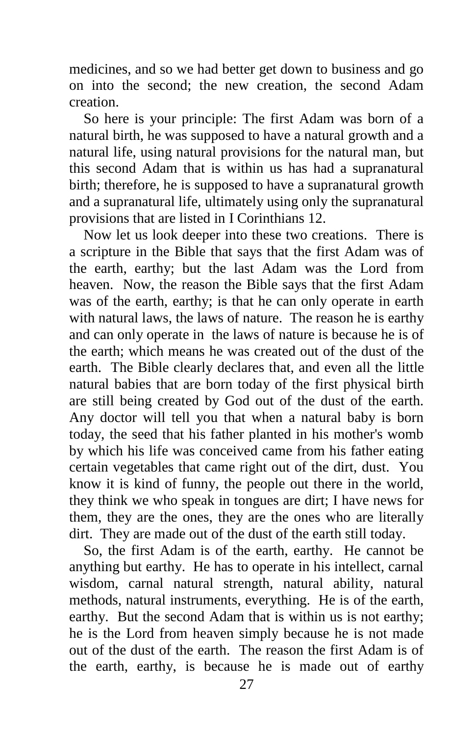medicines, and so we had better get down to business and go on into the second; the new creation, the second Adam creation.

So here is your principle: The first Adam was born of a natural birth, he was supposed to have a natural growth and a natural life, using natural provisions for the natural man, but this second Adam that is within us has had a supranatural birth; therefore, he is supposed to have a supranatural growth and a supranatural life, ultimately using only the supranatural provisions that are listed in I Corinthians 12.

Now let us look deeper into these two creations. There is a scripture in the Bible that says that the first Adam was of the earth, earthy; but the last Adam was the Lord from heaven. Now, the reason the Bible says that the first Adam was of the earth, earthy; is that he can only operate in earth with natural laws, the laws of nature. The reason he is earthy and can only operate in the laws of nature is because he is of the earth; which means he was created out of the dust of the earth. The Bible clearly declares that, and even all the little natural babies that are born today of the first physical birth are still being created by God out of the dust of the earth. Any doctor will tell you that when a natural baby is born today, the seed that his father planted in his mother's womb by which his life was conceived came from his father eating certain vegetables that came right out of the dirt, dust. You know it is kind of funny, the people out there in the world, they think we who speak in tongues are dirt; I have news for them, they are the ones, they are the ones who are literally dirt. They are made out of the dust of the earth still today.

So, the first Adam is of the earth, earthy. He cannot be anything but earthy. He has to operate in his intellect, carnal wisdom, carnal natural strength, natural ability, natural methods, natural instruments, everything. He is of the earth, earthy. But the second Adam that is within us is not earthy; he is the Lord from heaven simply because he is not made out of the dust of the earth. The reason the first Adam is of the earth, earthy, is because he is made out of earthy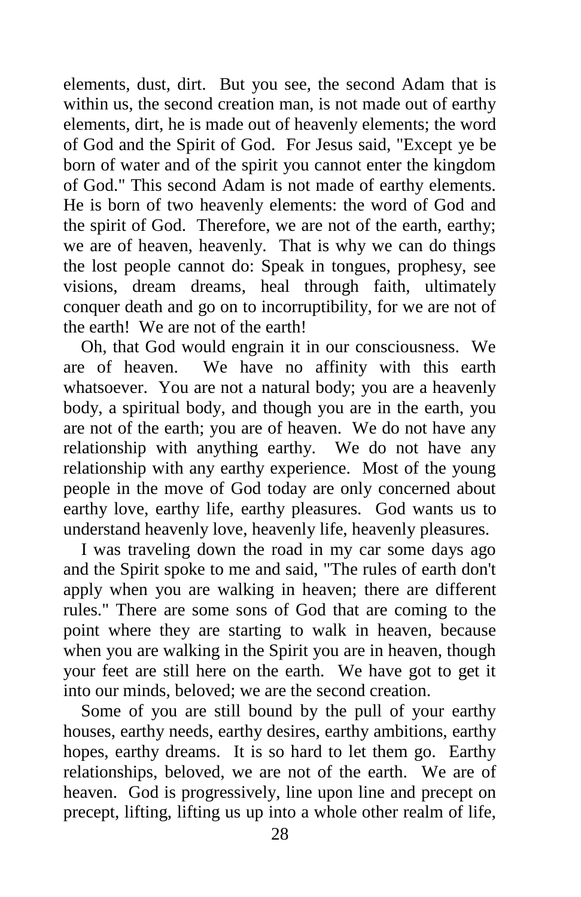elements, dust, dirt. But you see, the second Adam that is within us, the second creation man, is not made out of earthy elements, dirt, he is made out of heavenly elements; the word of God and the Spirit of God. For Jesus said, "Except ye be born of water and of the spirit you cannot enter the kingdom of God." This second Adam is not made of earthy elements. He is born of two heavenly elements: the word of God and the spirit of God. Therefore, we are not of the earth, earthy; we are of heaven, heavenly. That is why we can do things the lost people cannot do: Speak in tongues, prophesy, see visions, dream dreams, heal through faith, ultimately conquer death and go on to incorruptibility, for we are not of the earth! We are not of the earth!

Oh, that God would engrain it in our consciousness. We are of heaven. We have no affinity with this earth whatsoever. You are not a natural body; you are a heavenly body, a spiritual body, and though you are in the earth, you are not of the earth; you are of heaven. We do not have any relationship with anything earthy. We do not have any relationship with any earthy experience. Most of the young people in the move of God today are only concerned about earthy love, earthy life, earthy pleasures. God wants us to understand heavenly love, heavenly life, heavenly pleasures.

I was traveling down the road in my car some days ago and the Spirit spoke to me and said, "The rules of earth don't apply when you are walking in heaven; there are different rules." There are some sons of God that are coming to the point where they are starting to walk in heaven, because when you are walking in the Spirit you are in heaven, though your feet are still here on the earth. We have got to get it into our minds, beloved; we are the second creation.

Some of you are still bound by the pull of your earthy houses, earthy needs, earthy desires, earthy ambitions, earthy hopes, earthy dreams. It is so hard to let them go. Earthy relationships, beloved, we are not of the earth. We are of heaven. God is progressively, line upon line and precept on precept, lifting, lifting us up into a whole other realm of life,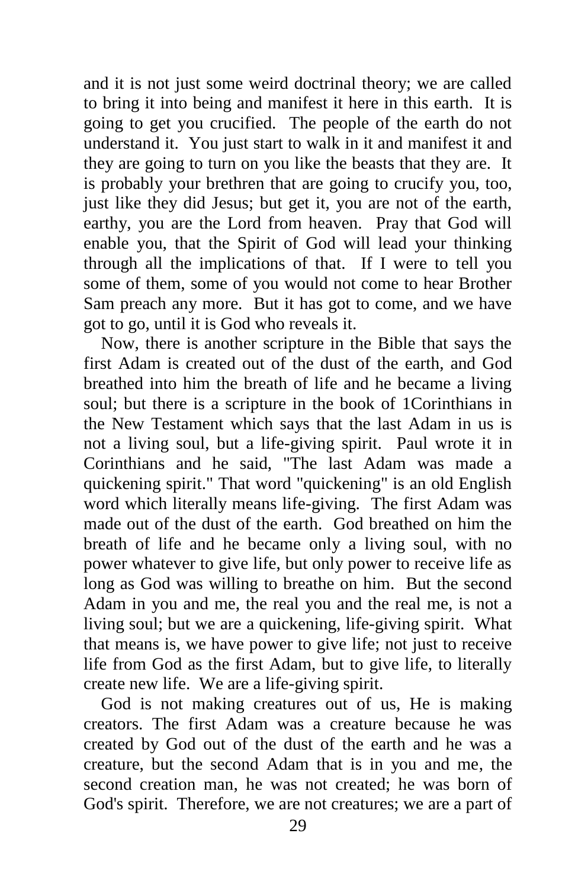and it is not just some weird doctrinal theory; we are called to bring it into being and manifest it here in this earth. It is going to get you crucified. The people of the earth do not understand it. You just start to walk in it and manifest it and they are going to turn on you like the beasts that they are. It is probably your brethren that are going to crucify you, too, just like they did Jesus; but get it, you are not of the earth, earthy, you are the Lord from heaven. Pray that God will enable you, that the Spirit of God will lead your thinking through all the implications of that. If I were to tell you some of them, some of you would not come to hear Brother Sam preach any more. But it has got to come, and we have got to go, until it is God who reveals it.

Now, there is another scripture in the Bible that says the first Adam is created out of the dust of the earth, and God breathed into him the breath of life and he became a living soul; but there is a scripture in the book of 1Corinthians in the New Testament which says that the last Adam in us is not a living soul, but a life-giving spirit. Paul wrote it in Corinthians and he said, "The last Adam was made a quickening spirit." That word "quickening" is an old English word which literally means life-giving. The first Adam was made out of the dust of the earth. God breathed on him the breath of life and he became only a living soul, with no power whatever to give life, but only power to receive life as long as God was willing to breathe on him. But the second Adam in you and me, the real you and the real me, is not a living soul; but we are a quickening, life-giving spirit. What that means is, we have power to give life; not just to receive life from God as the first Adam, but to give life, to literally create new life. We are a life-giving spirit.

God is not making creatures out of us, He is making creators. The first Adam was a creature because he was created by God out of the dust of the earth and he was a creature, but the second Adam that is in you and me, the second creation man, he was not created; he was born of God's spirit. Therefore, we are not creatures; we are a part of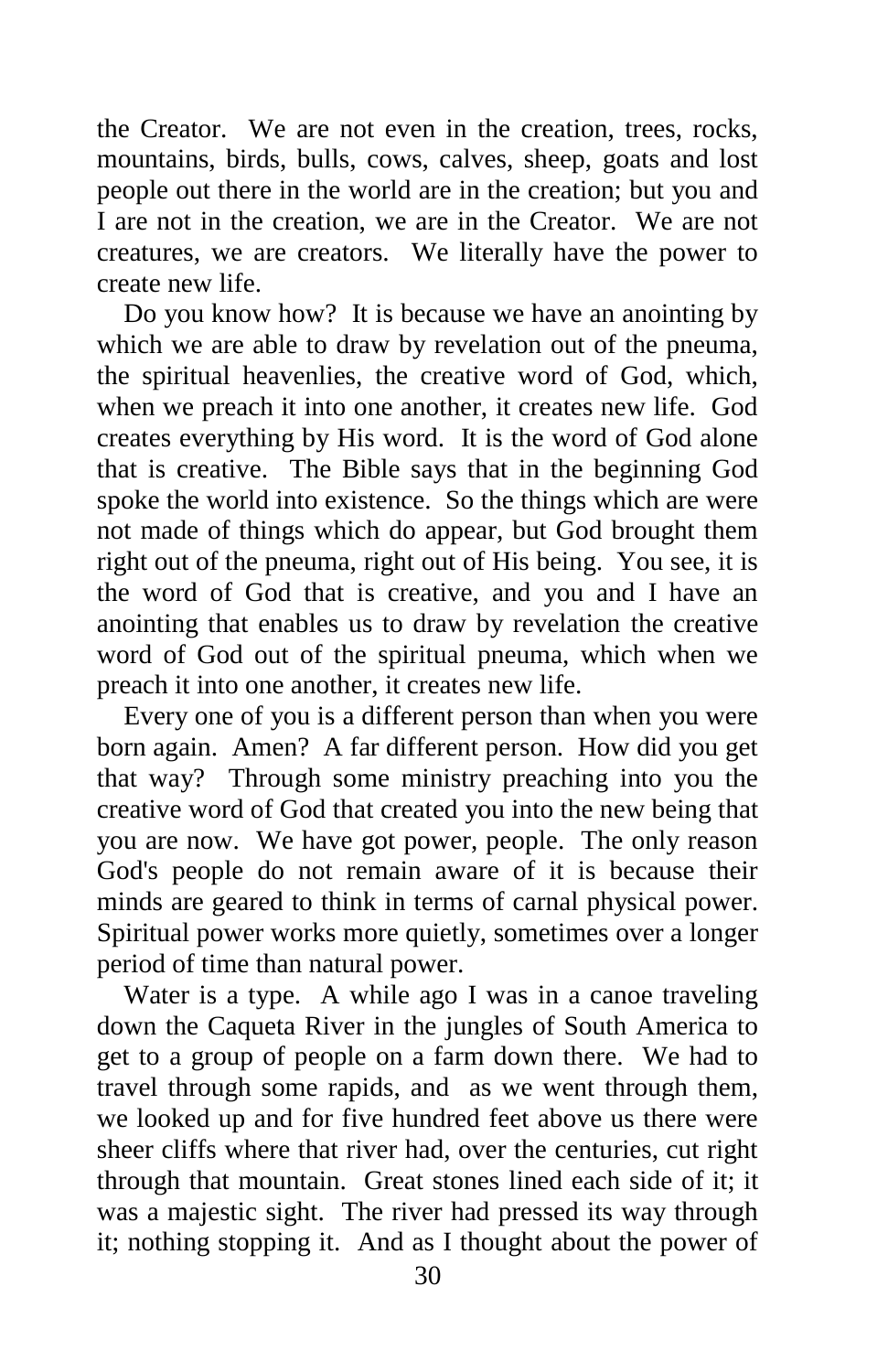the Creator. We are not even in the creation, trees, rocks, mountains, birds, bulls, cows, calves, sheep, goats and lost people out there in the world are in the creation; but you and I are not in the creation, we are in the Creator. We are not creatures, we are creators. We literally have the power to create new life.

Do you know how? It is because we have an anointing by which we are able to draw by revelation out of the pneuma, the spiritual heavenlies, the creative word of God, which, when we preach it into one another, it creates new life. God creates everything by His word. It is the word of God alone that is creative. The Bible says that in the beginning God spoke the world into existence. So the things which are were not made of things which do appear, but God brought them right out of the pneuma, right out of His being. You see, it is the word of God that is creative, and you and I have an anointing that enables us to draw by revelation the creative word of God out of the spiritual pneuma, which when we preach it into one another, it creates new life.

Every one of you is a different person than when you were born again. Amen? A far different person. How did you get that way? Through some ministry preaching into you the creative word of God that created you into the new being that you are now. We have got power, people. The only reason God's people do not remain aware of it is because their minds are geared to think in terms of carnal physical power. Spiritual power works more quietly, sometimes over a longer period of time than natural power.

Water is a type. A while ago I was in a canoe traveling down the Caqueta River in the jungles of South America to get to a group of people on a farm down there. We had to travel through some rapids, and as we went through them, we looked up and for five hundred feet above us there were sheer cliffs where that river had, over the centuries, cut right through that mountain. Great stones lined each side of it; it was a majestic sight. The river had pressed its way through it; nothing stopping it. And as I thought about the power of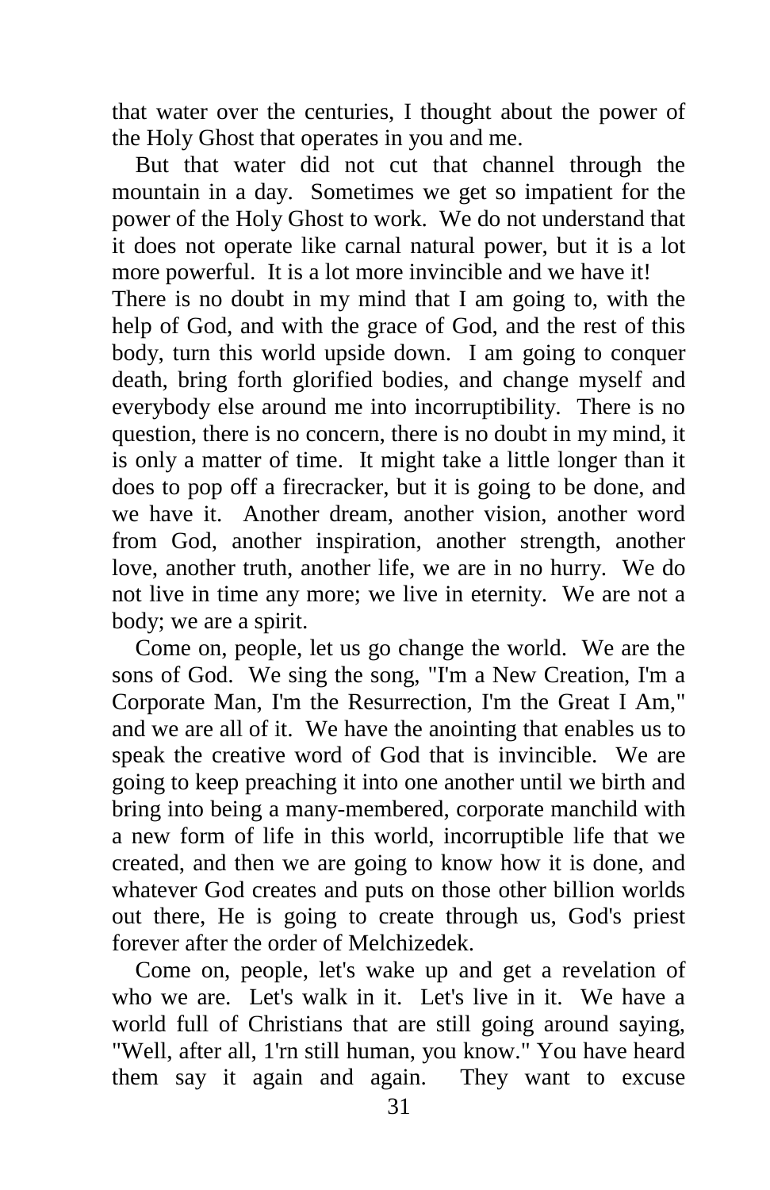that water over the centuries, I thought about the power of the Holy Ghost that operates in you and me.

But that water did not cut that channel through the mountain in a day. Sometimes we get so impatient for the power of the Holy Ghost to work. We do not understand that it does not operate like carnal natural power, but it is a lot more powerful. It is a lot more invincible and we have it! There is no doubt in my mind that I am going to, with the help of God, and with the grace of God, and the rest of this body, turn this world upside down. I am going to conquer death, bring forth glorified bodies, and change myself and everybody else around me into incorruptibility. There is no question, there is no concern, there is no doubt in my mind, it is only a matter of time. It might take a little longer than it does to pop off a firecracker, but it is going to be done, and we have it. Another dream, another vision, another word from God, another inspiration, another strength, another love, another truth, another life, we are in no hurry. We do not live in time any more; we live in eternity. We are not a body; we are a spirit.

Come on, people, let us go change the world. We are the sons of God. We sing the song, "I'm a New Creation, I'm a Corporate Man, I'm the Resurrection, I'm the Great I Am," and we are all of it. We have the anointing that enables us to speak the creative word of God that is invincible. We are going to keep preaching it into one another until we birth and bring into being a many-membered, corporate manchild with a new form of life in this world, incorruptible life that we created, and then we are going to know how it is done, and whatever God creates and puts on those other billion worlds out there, He is going to create through us, God's priest forever after the order of Melchizedek.

Come on, people, let's wake up and get a revelation of who we are. Let's walk in it. Let's live in it. We have a world full of Christians that are still going around saying, "Well, after all, 1'rn still human, you know." You have heard them say it again and again. They want to excuse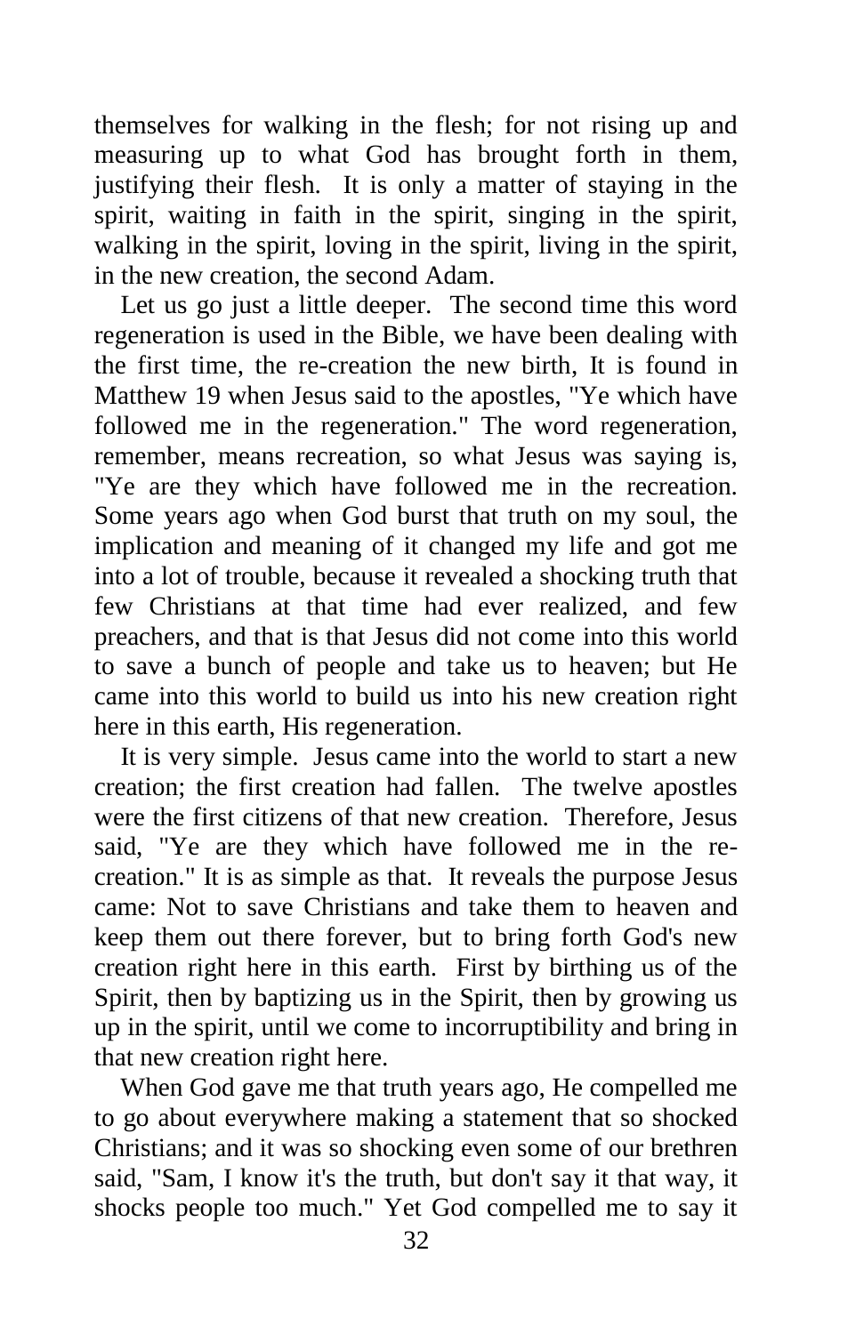themselves for walking in the flesh; for not rising up and measuring up to what God has brought forth in them, justifying their flesh. It is only a matter of staying in the spirit, waiting in faith in the spirit, singing in the spirit, walking in the spirit, loving in the spirit, living in the spirit, in the new creation, the second Adam.

Let us go just a little deeper. The second time this word regeneration is used in the Bible, we have been dealing with the first time, the re-creation the new birth, It is found in Matthew 19 when Jesus said to the apostles, "Ye which have followed me in the regeneration." The word regeneration, remember, means recreation, so what Jesus was saying is, "Ye are they which have followed me in the recreation. Some years ago when God burst that truth on my soul, the implication and meaning of it changed my life and got me into a lot of trouble, because it revealed a shocking truth that few Christians at that time had ever realized, and few preachers, and that is that Jesus did not come into this world to save a bunch of people and take us to heaven; but He came into this world to build us into his new creation right here in this earth, His regeneration.

It is very simple. Jesus came into the world to start a new creation; the first creation had fallen. The twelve apostles were the first citizens of that new creation. Therefore, Jesus said, "Ye are they which have followed me in the re-creation." It is as simple as that. It reveals the purpose Jesus came: Not to save Christians and take them to heaven and keep them out there forever, but to bring forth God's new creation right here in this earth. First by birthing us of the Spirit, then by baptizing us in the Spirit, then by growing us up in the spirit, until we come to incorruptibility and bring in that new creation right here.

When God gave me that truth years ago, He compelled me to go about everywhere making a statement that so shocked Christians; and it was so shocking even some of our brethren said, "Sam, I know it's the truth, but don't say it that way, it shocks people too much." Yet God compelled me to say it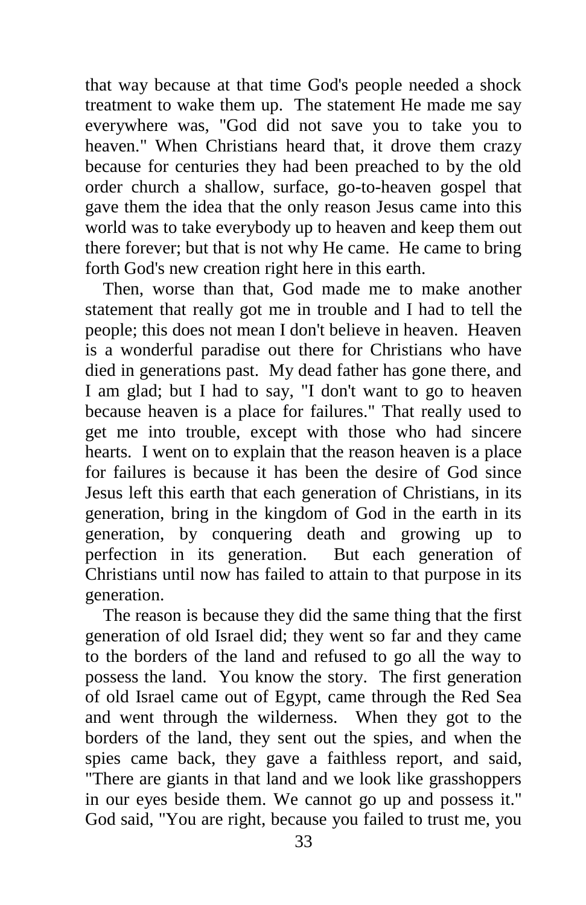that way because at that time God's people needed a shock treatment to wake them up. The statement He made me say everywhere was, "God did not save you to take you to heaven." When Christians heard that, it drove them crazy because for centuries they had been preached to by the old order church a shallow, surface, go-to-heaven gospel that gave them the idea that the only reason Jesus came into this world was to take everybody up to heaven and keep them out there forever; but that is not why He came. He came to bring forth God's new creation right here in this earth.

Then, worse than that, God made me to make another statement that really got me in trouble and I had to tell the people; this does not mean I don't believe in heaven. Heaven is a wonderful paradise out there for Christians who have died in generations past. My dead father has gone there, and I am glad; but I had to say, "I don't want to go to heaven because heaven is a place for failures." That really used to get me into trouble, except with those who had sincere hearts. I went on to explain that the reason heaven is a place for failures is because it has been the desire of God since Jesus left this earth that each generation of Christians, in its generation, bring in the kingdom of God in the earth in its generation, by conquering death and growing up to perfection in its generation. But each generation of Christians until now has failed to attain to that purpose in its generation.

The reason is because they did the same thing that the first generation of old Israel did; they went so far and they came to the borders of the land and refused to go all the way to possess the land. You know the story. The first generation of old Israel came out of Egypt, came through the Red Sea and went through the wilderness. When they got to the borders of the land, they sent out the spies, and when the spies came back, they gave a faithless report, and said, "There are giants in that land and we look like grasshoppers in our eyes beside them. We cannot go up and possess it." God said, "You are right, because you failed to trust me, you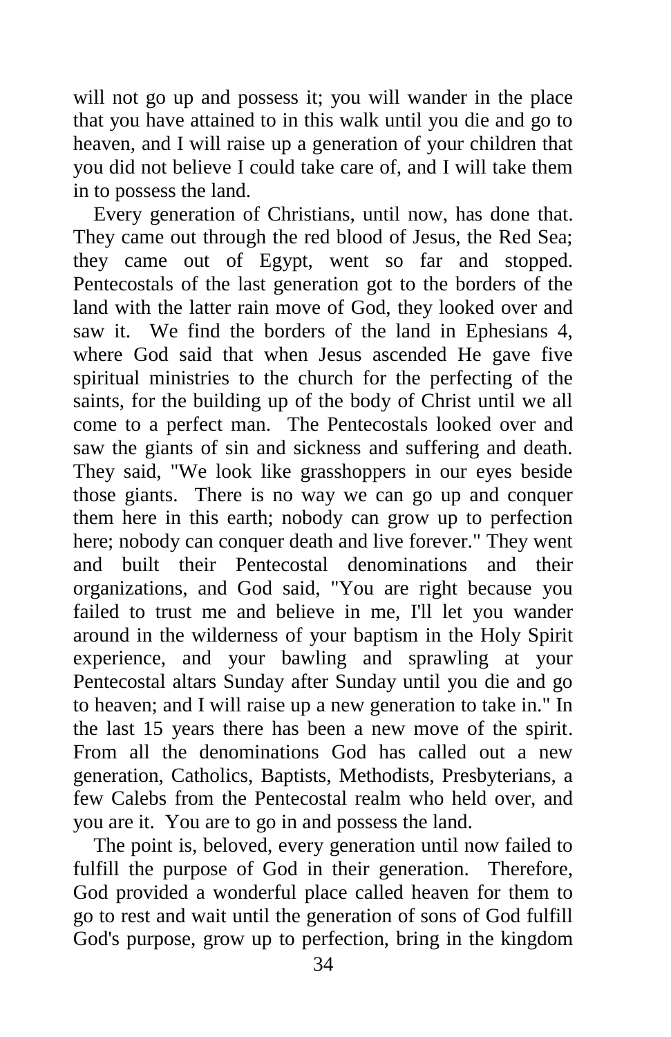will not go up and possess it; you will wander in the place that you have attained to in this walk until you die and go to heaven, and I will raise up a generation of your children that you did not believe I could take care of, and I will take them in to possess the land.

Every generation of Christians, until now, has done that. They came out through the red blood of Jesus, the Red Sea; they came out of Egypt, went so far and stopped. Pentecostals of the last generation got to the borders of the land with the latter rain move of God, they looked over and saw it. We find the borders of the land in Ephesians 4, where God said that when Jesus ascended He gave five spiritual ministries to the church for the perfecting of the saints, for the building up of the body of Christ until we all come to a perfect man. The Pentecostals looked over and saw the giants of sin and sickness and suffering and death. They said, "We look like grasshoppers in our eyes beside those giants. There is no way we can go up and conquer them here in this earth; nobody can grow up to perfection here; nobody can conquer death and live forever." They went and built their Pentecostal denominations and their organizations, and God said, "You are right because you failed to trust me and believe in me, I'll let you wander around in the wilderness of your baptism in the Holy Spirit experience, and your bawling and sprawling at your Pentecostal altars Sunday after Sunday until you die and go to heaven; and I will raise up a new generation to take in." In the last 15 years there has been a new move of the spirit. From all the denominations God has called out a new generation, Catholics, Baptists, Methodists, Presbyterians, a few Calebs from the Pentecostal realm who held over, and you are it. You are to go in and possess the land.

The point is, beloved, every generation until now failed to fulfill the purpose of God in their generation. Therefore, God provided a wonderful place called heaven for them to go to rest and wait until the generation of sons of God fulfill God's purpose, grow up to perfection, bring in the kingdom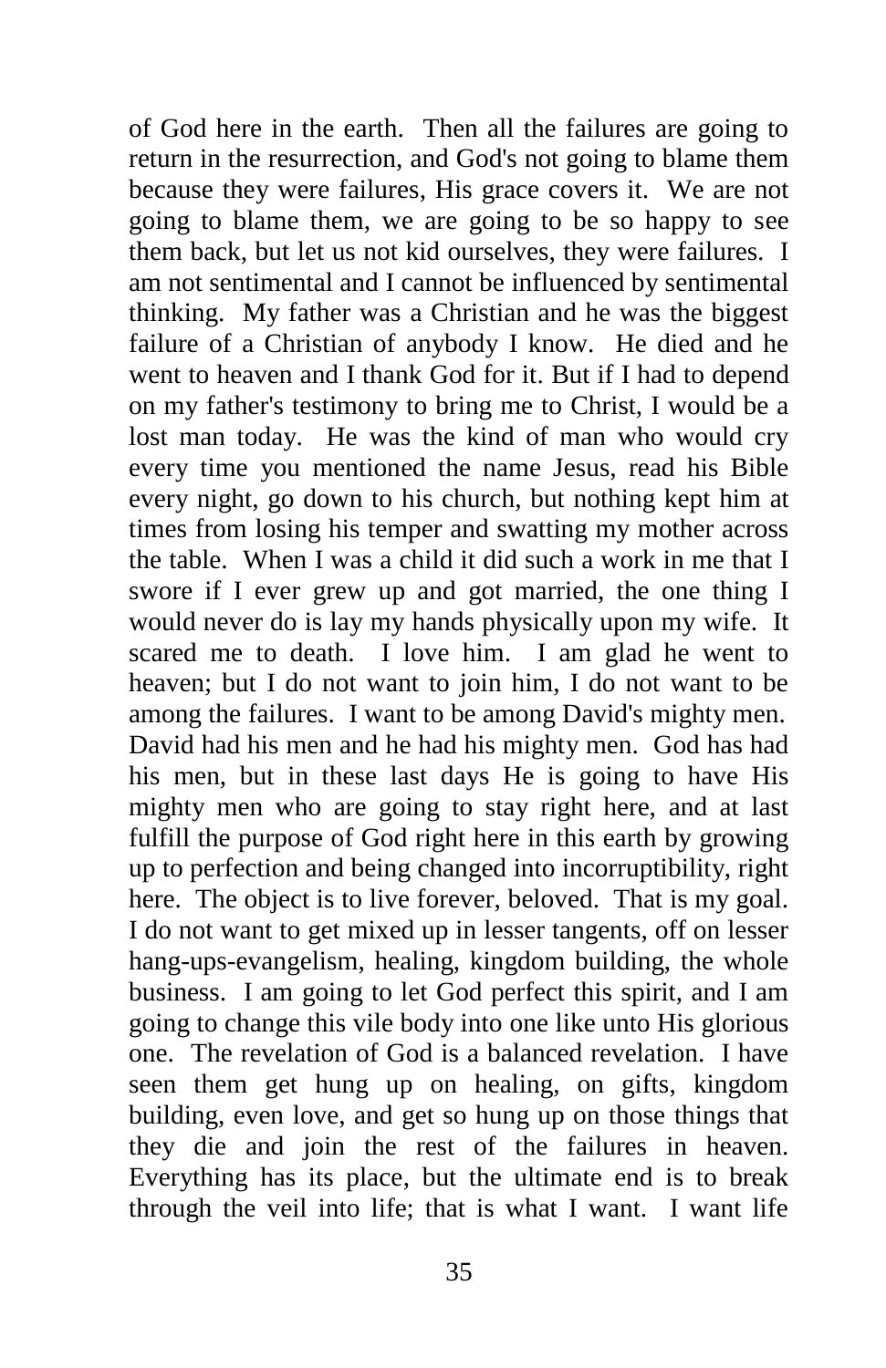of God here in the earth. Then all the failures are going to return in the resurrection, and God's not going to blame them because they were failures, His grace covers it. We are not going to blame them, we are going to be so happy to see them back, but let us not kid ourselves, they were failures. I am not sentimental and I cannot be influenced by sentimental thinking. My father was a Christian and he was the biggest failure of a Christian of anybody I know. He died and he went to heaven and I thank God for it. But if I had to depend on my father's testimony to bring me to Christ, I would be a lost man today. He was the kind of man who would cry every time you mentioned the name Jesus, read his Bible every night, go down to his church, but nothing kept him at times from losing his temper and swatting my mother across the table. When I was a child it did such a work in me that I swore if I ever grew up and got married, the one thing I would never do is lay my hands physically upon my wife. It scared me to death. I love him. I am glad he went to heaven; but I do not want to join him, I do not want to be among the failures. I want to be among David's mighty men. David had his men and he had his mighty men. God has had his men, but in these last days He is going to have His mighty men who are going to stay right here, and at last fulfill the purpose of God right here in this earth by growing up to perfection and being changed into incorruptibility, right here. The object is to live forever, beloved. That is my goal. I do not want to get mixed up in lesser tangents, off on lesser hang-ups-evangelism, healing, kingdom building, the whole business. I am going to let God perfect this spirit, and I am going to change this vile body into one like unto His glorious one. The revelation of God is a balanced revelation. I have seen them get hung up on healing, on gifts, kingdom building, even love, and get so hung up on those things that they die and join the rest of the failures in heaven. Everything has its place, but the ultimate end is to break through the veil into life; that is what I want. I want life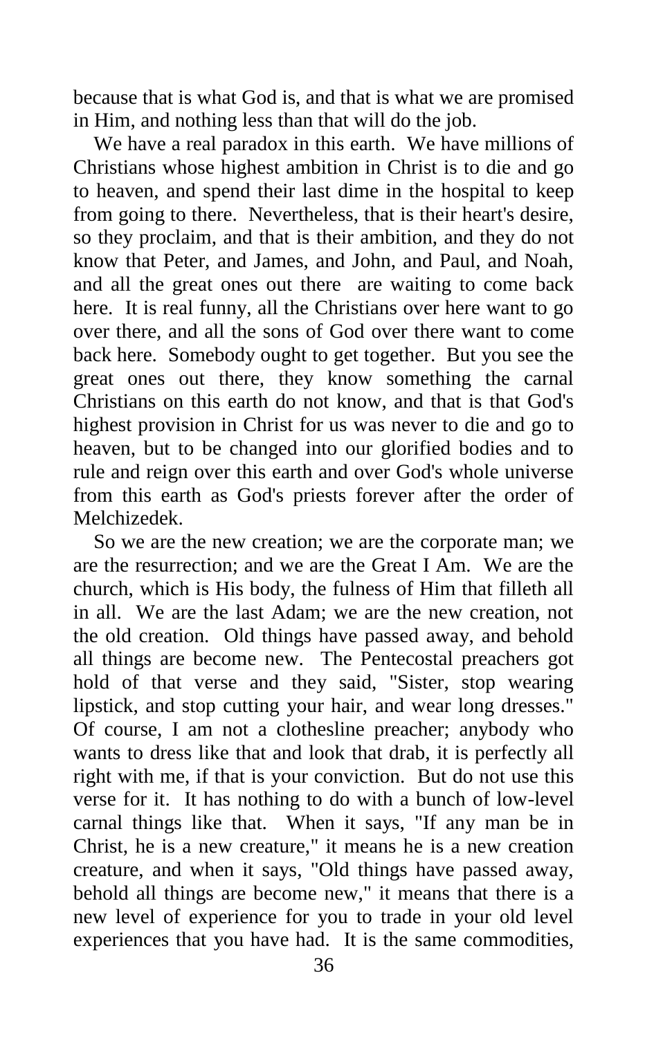because that is what God is, and that is what we are promised in Him, and nothing less than that will do the job.

We have a real paradox in this earth. We have millions of Christians whose highest ambition in Christ is to die and go to heaven, and spend their last dime in the hospital to keep from going to there. Nevertheless, that is their heart's desire, so they proclaim, and that is their ambition, and they do not know that Peter, and James, and John, and Paul, and Noah, and all the great ones out there are waiting to come back here. It is real funny, all the Christians over here want to go over there, and all the sons of God over there want to come back here. Somebody ought to get together. But you see the great ones out there, they know something the carnal Christians on this earth do not know, and that is that God's highest provision in Christ for us was never to die and go to heaven, but to be changed into our glorified bodies and to rule and reign over this earth and over God's whole universe from this earth as God's priests forever after the order of Melchizedek.

So we are the new creation; we are the corporate man; we are the resurrection; and we are the Great I Am. We are the church, which is His body, the fulness of Him that filleth all in all. We are the last Adam; we are the new creation, not the old creation. Old things have passed away, and behold all things are become new. The Pentecostal preachers got hold of that verse and they said, "Sister, stop wearing lipstick, and stop cutting your hair, and wear long dresses." Of course, I am not a clothesline preacher; anybody who wants to dress like that and look that drab, it is perfectly all right with me, if that is your conviction. But do not use this verse for it. It has nothing to do with a bunch of low-level carnal things like that. When it says, "If any man be in Christ, he is a new creature," it means he is a new creation creature, and when it says, "Old things have passed away, behold all things are become new," it means that there is a new level of experience for you to trade in your old level experiences that you have had. It is the same commodities,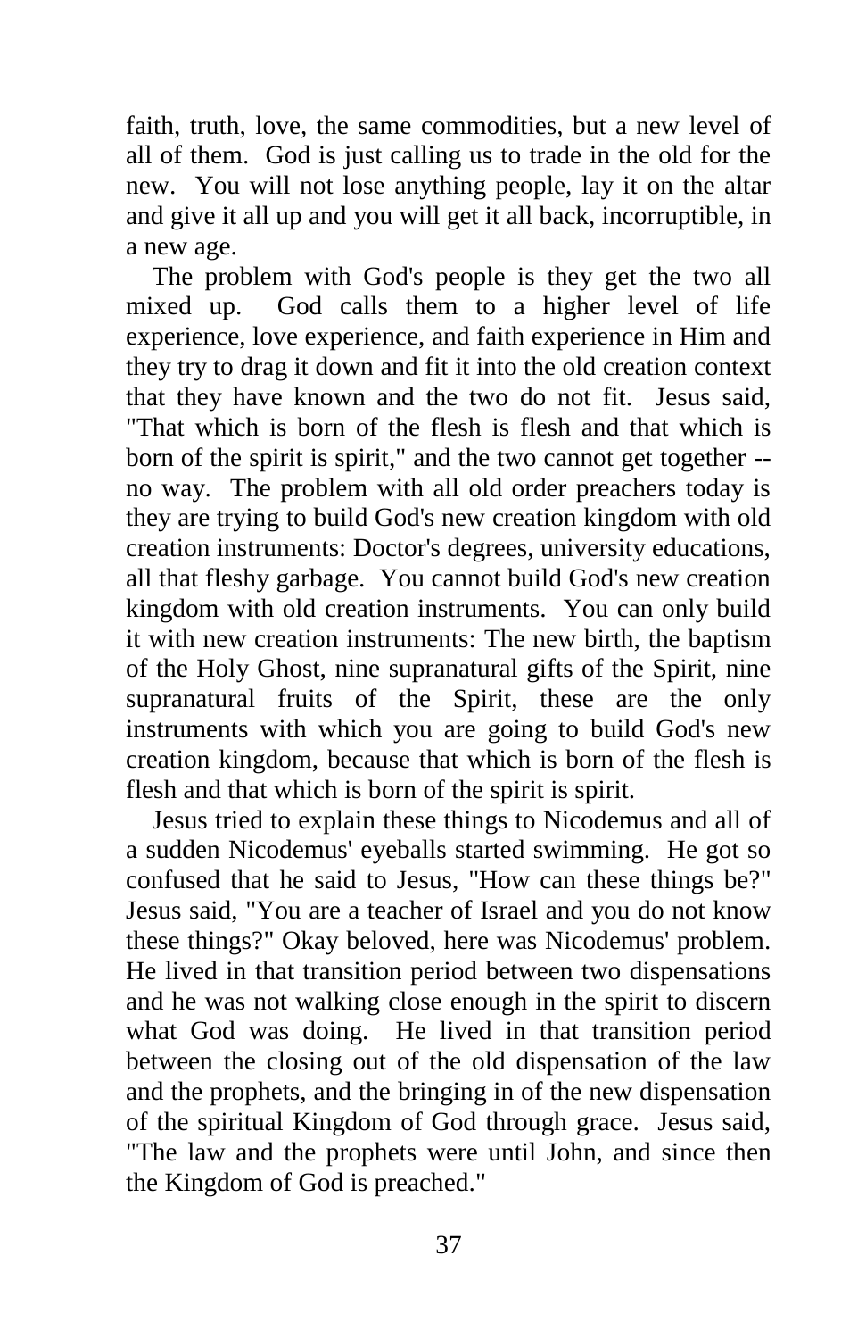faith, truth, love, the same commodities, but a new level of all of them. God is just calling us to trade in the old for the new. You will not lose anything people, lay it on the altar and give it all up and you will get it all back, incorruptible, in a new age.

The problem with God's people is they get the two all mixed up. God calls them to a higher level of life experience, love experience, and faith experience in Him and they try to drag it down and fit it into the old creation context that they have known and the two do not fit. Jesus said, "That which is born of the flesh is flesh and that which is born of the spirit is spirit," and the two cannot get together -- no way. The problem with all old order preachers today is they are trying to build God's new creation kingdom with old creation instruments: Doctor's degrees, university educations, all that fleshy garbage. You cannot build God's new creation kingdom with old creation instruments. You can only build it with new creation instruments: The new birth, the baptism of the Holy Ghost, nine supranatural gifts of the Spirit, nine supranatural fruits of the Spirit, these are the only instruments with which you are going to build God's new creation kingdom, because that which is born of the flesh is flesh and that which is born of the spirit is spirit.

Jesus tried to explain these things to Nicodemus and all of a sudden Nicodemus' eyeballs started swimming. He got so confused that he said to Jesus, "How can these things be?" Jesus said, "You are a teacher of Israel and you do not know these things?" Okay beloved, here was Nicodemus' problem. He lived in that transition period between two dispensations and he was not walking close enough in the spirit to discern what God was doing. He lived in that transition period between the closing out of the old dispensation of the law and the prophets, and the bringing in of the new dispensation of the spiritual Kingdom of God through grace. Jesus said, "The law and the prophets were until John, and since then the Kingdom of God is preached."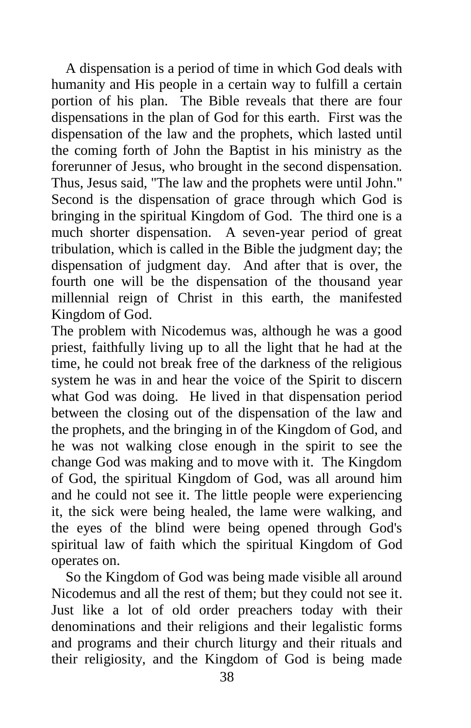A dispensation is a period of time in which God deals with humanity and His people in a certain way to fulfill a certain portion of his plan. The Bible reveals that there are four dispensations in the plan of God for this earth. First was the dispensation of the law and the prophets, which lasted until the coming forth of John the Baptist in his ministry as the forerunner of Jesus, who brought in the second dispensation. Thus, Jesus said, "The law and the prophets were until John." Second is the dispensation of grace through which God is bringing in the spiritual Kingdom of God. The third one is a much shorter dispensation. A seven-year period of great tribulation, which is called in the Bible the judgment day; the dispensation of judgment day. And after that is over, the fourth one will be the dispensation of the thousand year millennial reign of Christ in this earth, the manifested Kingdom of God.

The problem with Nicodemus was, although he was a good priest, faithfully living up to all the light that he had at the time, he could not break free of the darkness of the religious system he was in and hear the voice of the Spirit to discern what God was doing. He lived in that dispensation period between the closing out of the dispensation of the law and the prophets, and the bringing in of the Kingdom of God, and he was not walking close enough in the spirit to see the change God was making and to move with it. The Kingdom of God, the spiritual Kingdom of God, was all around him and he could not see it. The little people were experiencing it, the sick were being healed, the lame were walking, and the eyes of the blind were being opened through God's spiritual law of faith which the spiritual Kingdom of God operates on.

So the Kingdom of God was being made visible all around Nicodemus and all the rest of them; but they could not see it. Just like a lot of old order preachers today with their denominations and their religions and their legalistic forms and programs and their church liturgy and their rituals and their religiosity, and the Kingdom of God is being made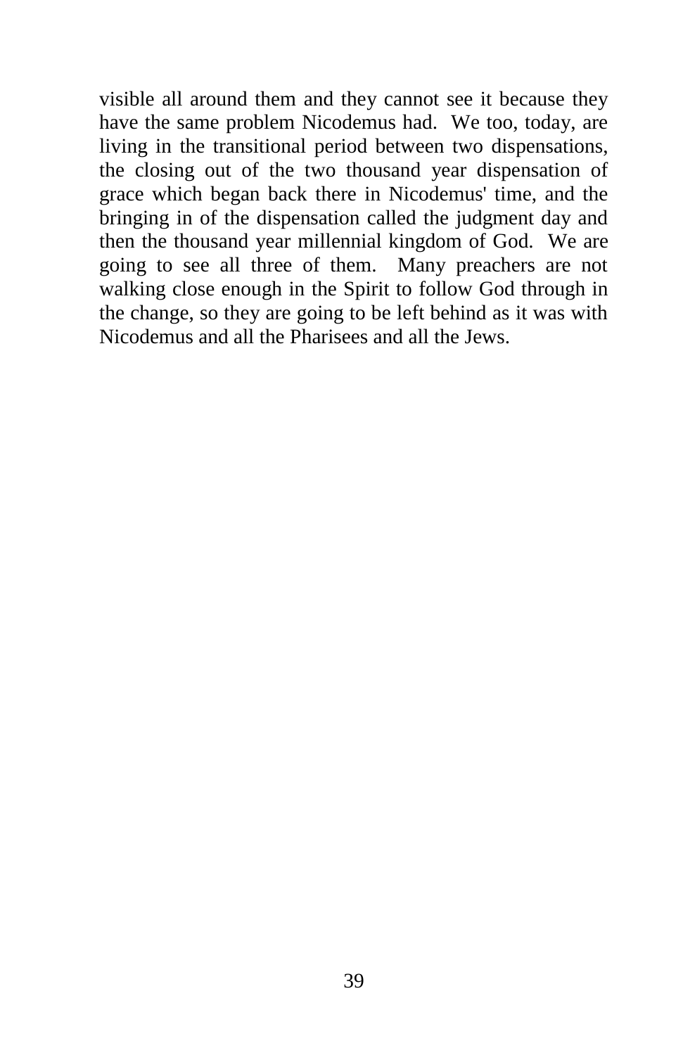visible all around them and they cannot see it because they have the same problem Nicodemus had. We too, today, are living in the transitional period between two dispensations, the closing out of the two thousand year dispensation of grace which began back there in Nicodemus' time, and the bringing in of the dispensation called the judgment day and then the thousand year millennial kingdom of God. We are going to see all three of them. Many preachers are not walking close enough in the Spirit to follow God through in the change, so they are going to be left behind as it was with Nicodemus and all the Pharisees and all the Jews.